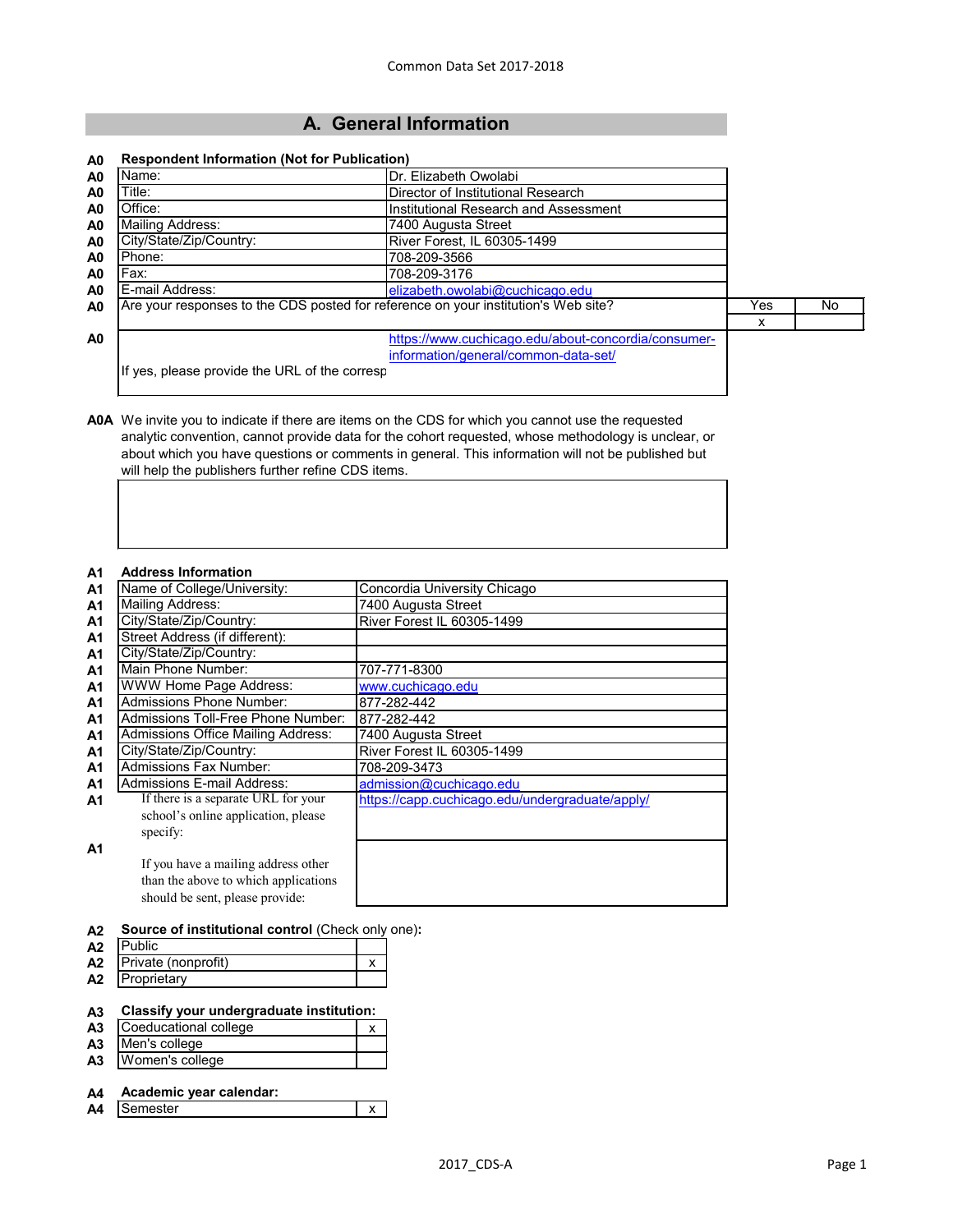Common Data Set 2017-2018

# A. General Information

**A0 Respondent Information (Not for Publication)**

| | | |
|---|---|---|
| A0 | Name: | Dr. Elizabeth Owolabi |
| A0 | Title: | Director of Institutional Research |
| A0 | Office: | Institutional Research and Assessment |
| A0 | Mailing Address: | 7400 Augusta Street |
| A0 | City/State/Zip/Country: | River Forest, IL 60305-1499 |
| A0 | Phone: | 708-209-3566 |
| A0 | Fax: | 708-209-3176 |
| A0 | E-mail Address: | elizabeth.owolabi@cuchicago.edu |

| | | Yes | No |
|---|---|---|---|
| A0 | Are your responses to the CDS posted for reference on your institution's Web site? | x | |

| | | |
|---|---|---|
| A0 | If yes, please provide the URL of the corresp | https://www.cuchicago.edu/about-concordia/consumer-information/general/common-data-set/ |

**A0A** We invite you to indicate if there are items on the CDS for which you cannot use the requested analytic convention, cannot provide data for the cohort requested, whose methodology is unclear, or about which you have questions or comments in general. This information will not be published but will help the publishers further refine CDS items.

**A1 Address Information**

| | | |
|---|---|---|
| A1 | Name of College/University: | Concordia University Chicago |
| A1 | Mailing Address: | 7400 Augusta Street |
| A1 | City/State/Zip/Country: | River Forest IL 60305-1499 |
| A1 | Street Address (if different): | |
| A1 | City/State/Zip/Country: | |
| A1 | Main Phone Number: | 707-771-8300 |
| A1 | WWW Home Page Address: | www.cuchicago.edu |
| A1 | Admissions Phone Number: | 877-282-442 |
| A1 | Admissions Toll-Free Phone Number: | 877-282-442 |
| A1 | Admissions Office Mailing Address: | 7400 Augusta Street |
| A1 | City/State/Zip/Country: | River Forest IL 60305-1499 |
| A1 | Admissions Fax Number: | 708-209-3473 |
| A1 | Admissions E-mail Address: | admission@cuchicago.edu |
| A1 | If there is a separate URL for your school's online application, please specify: | https://capp.cuchicago.edu/undergraduate/apply/ |
| A1 | If you have a mailing address other than the above to which applications should be sent, please provide: | |

**A2 Source of institutional control** (Check only one):

| | | |
|---|---|---|
| A2 | Public | |
| A2 | Private (nonprofit) | x |
| A2 | Proprietary | |

**A3 Classify your undergraduate institution:**

| | | |
|---|---|---|
| A3 | Coeducational college | x |
| A3 | Men's college | |
| A3 | Women's college | |

**A4 Academic year calendar:**

| | | |
|---|---|---|
| A4 | Semester | x |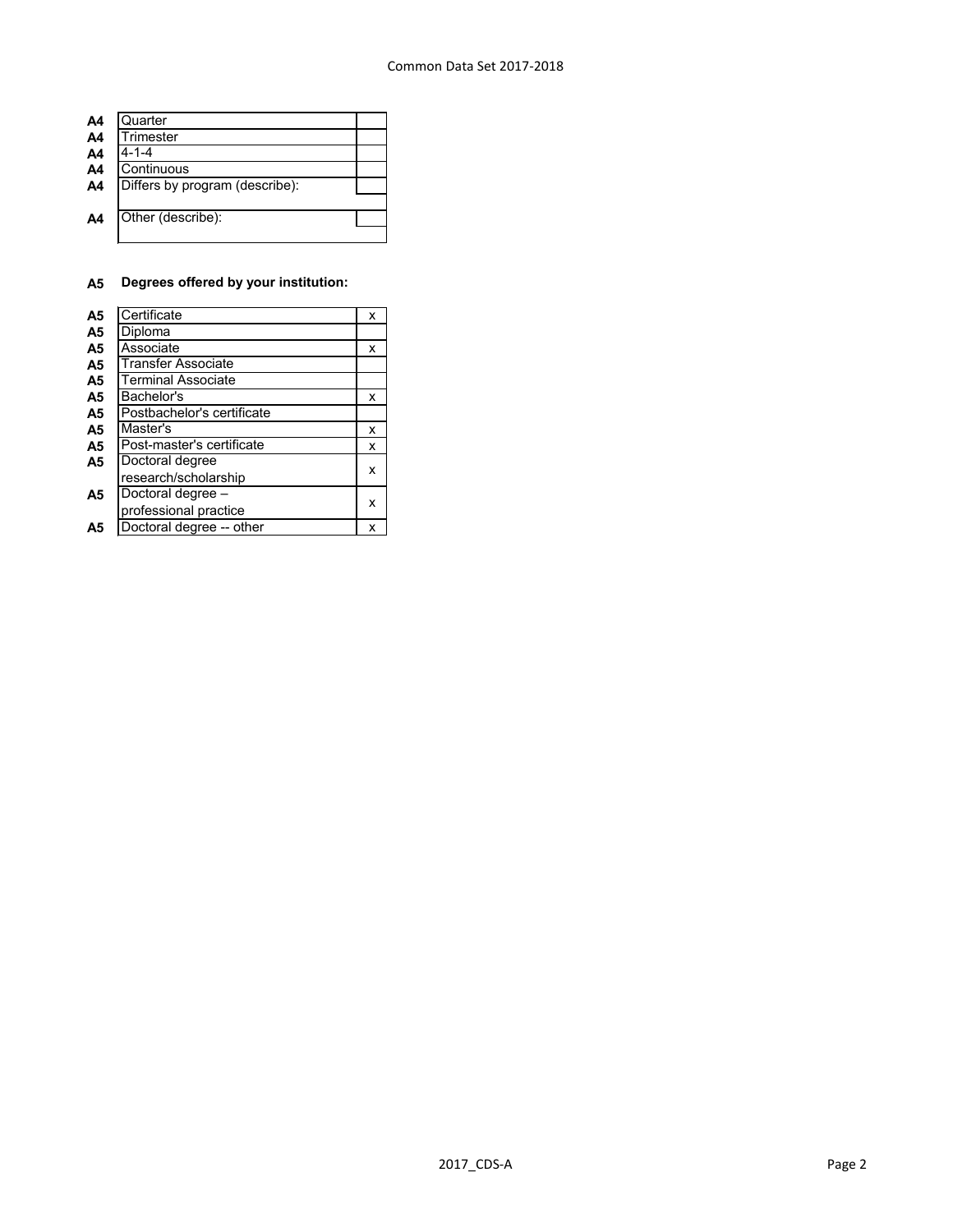| | | |
|---|---|---|
| A4 | Quarter | |
| A4 | Trimester | |
| A4 | 4-1-4 | |
| A4 | Continuous | |
| A4 | Differs by program (describe): | |
| A4 | Other (describe): | |

**A5 Degrees offered by your institution:**

| | | |
|---|---|---|
| A5 | Certificate | x |
| A5 | Diploma | |
| A5 | Associate | x |
| A5 | Transfer Associate | |
| A5 | Terminal Associate | |
| A5 | Bachelor's | x |
| A5 | Postbachelor's certificate | |
| A5 | Master's | x |
| A5 | Post-master's certificate | x |
| A5 | Doctoral degree research/scholarship | x |
| A5 | Doctoral degree – professional practice | x |
| A5 | Doctoral degree -- other | x |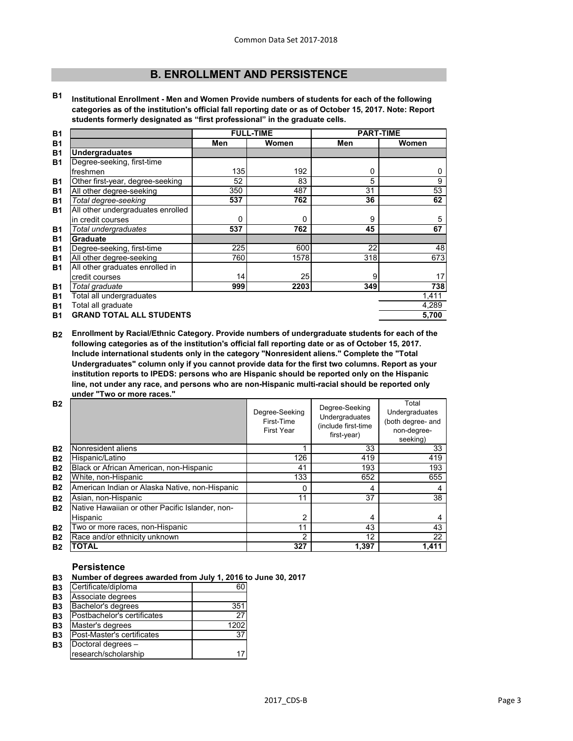## B. ENROLLMENT AND PERSISTENCE

**B1 Institutional Enrollment - Men and Women Provide numbers of students for each of the following categories as of the institution's official fall reporting date or as of October 15, 2017. Note: Report students formerly designated as "first professional" in the graduate cells.**

| | FULL-TIME | | PART-TIME | |
|---|---|---|---|---|
| | Men | Women | Men | Women |
| **Undergraduates** | | | | |
| Degree-seeking, first-time freshmen | 135 | 192 | 0 | 0 |
| Other first-year, degree-seeking | 52 | 83 | 5 | 9 |
| All other degree-seeking | 350 | 487 | 31 | 53 |
| *Total degree-seeking* | **537** | **762** | **36** | **62** |
| All other undergraduates enrolled in credit courses | 0 | 0 | 9 | 5 |
| *Total undergraduates* | **537** | **762** | **45** | **67** |
| **Graduate** | | | | |
| Degree-seeking, first-time | 225 | 600 | 22 | 48 |
| All other degree-seeking | 760 | 1578 | 318 | 673 |
| All other graduates enrolled in credit courses | 14 | 25 | 9 | 17 |
| *Total graduate* | **999** | **2203** | **349** | **738** |
| Total all undergraduates | | | | 1,411 |
| Total all graduate | | | | 4,289 |
| **GRAND TOTAL ALL STUDENTS** | | | | **5,700** |

**B2 Enrollment by Racial/Ethnic Category. Provide numbers of undergraduate students for each of the following categories as of the institution's official fall reporting date or as of October 15, 2017. Include international students only in the category "Nonresident aliens." Complete the "Total Undergraduates" column only if you cannot provide data for the first two columns. Report as your institution reports to IPEDS: persons who are Hispanic should be reported only on the Hispanic line, not under any race, and persons who are non-Hispanic multi-racial should be reported only under "Two or more races."**

| | Degree-Seeking First-Time First Year | Degree-Seeking Undergraduates (include first-time first-year) | Total Undergraduates (both degree- and non-degree-seeking) |
|---|---|---|---|
| Nonresident aliens | 1 | 33 | 33 |
| Hispanic/Latino | 126 | 419 | 419 |
| Black or African American, non-Hispanic | 41 | 193 | 193 |
| White, non-Hispanic | 133 | 652 | 655 |
| American Indian or Alaska Native, non-Hispanic | 0 | 4 | 4 |
| Asian, non-Hispanic | 11 | 37 | 38 |
| Native Hawaiian or other Pacific Islander, non-Hispanic | 2 | 4 | 4 |
| Two or more races, non-Hispanic | 11 | 43 | 43 |
| Race and/or ethnicity unknown | 2 | 12 | 22 |
| **TOTAL** | **327** | **1,397** | **1,411** |

### Persistence

**B3 Number of degrees awarded from July 1, 2016 to June 30, 2017**

| | |
|---|---|
| Certificate/diploma | 60 |
| Associate degrees | |
| Bachelor's degrees | 351 |
| Postbachelor's certificates | 27 |
| Master's degrees | 1202 |
| Post-Master's certificates | 37 |
| Doctoral degrees – research/scholarship | 17 |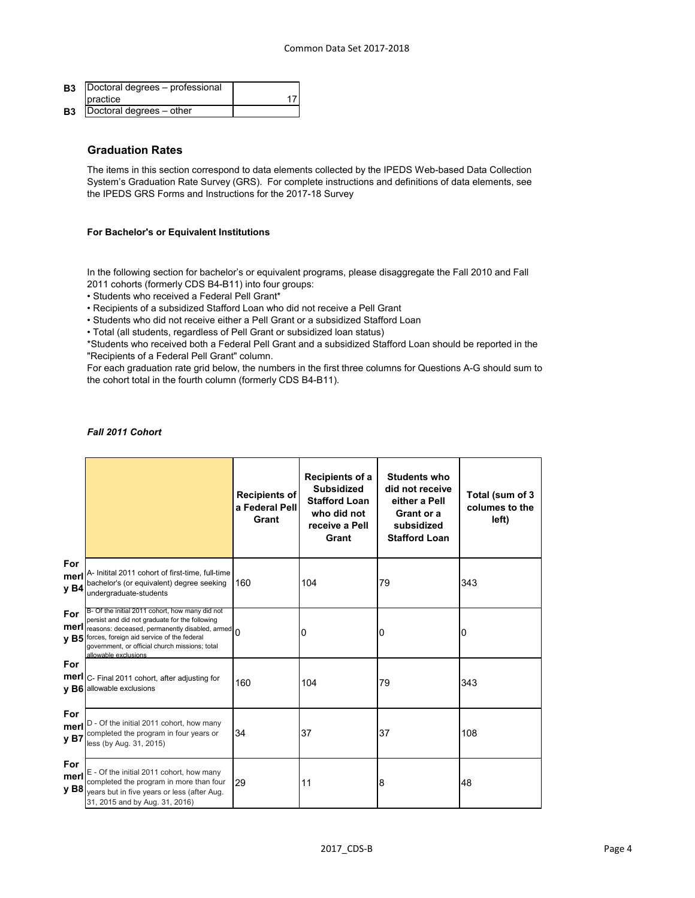| | | |
|---|---|---|
| B3 | Doctoral degrees – professional practice | 17 |
| B3 | Doctoral degrees – other | |

## Graduation Rates

The items in this section correspond to data elements collected by the IPEDS Web-based Data Collection System's Graduation Rate Survey (GRS). For complete instructions and definitions of data elements, see the IPEDS GRS Forms and Instructions for the 2017-18 Survey

#### For Bachelor's or Equivalent Institutions

In the following section for bachelor's or equivalent programs, please disaggregate the Fall 2010 and Fall 2011 cohorts (formerly CDS B4-B11) into four groups:

- Students who received a Federal Pell Grant*
- Recipients of a subsidized Stafford Loan who did not receive a Pell Grant
- Students who did not receive either a Pell Grant or a subsidized Stafford Loan
- Total (all students, regardless of Pell Grant or subsidized loan status)

*Students who received both a Federal Pell Grant and a subsidized Stafford Loan should be reported in the "Recipients of a Federal Pell Grant" column.

For each graduation rate grid below, the numbers in the first three columns for Questions A-G should sum to the cohort total in the fourth column (formerly CDS B4-B11).

*Fall 2011 Cohort*

| | | Recipients of a Federal Pell Grant | Recipients of a Subsidized Stafford Loan who did not receive a Pell Grant | Students who did not receive either a Pell Grant or a subsidized Stafford Loan | Total (sum of 3 columes to the left) |
|---|---|---|---|---|---|
| Formerly B4 | A- Initital 2011 cohort of first-time, full-time bachelor's (or equivalent) degree seeking undergraduate-students | 160 | 104 | 79 | 343 |
| Formerly B5 | B- Of the initial 2011 cohort, how many did not persist and did not graduate for the following reasons: deceased, permanently disabled, armed forces, foreign aid service of the federal government, or official church missions; total allowable exclusions | 0 | 0 | 0 | 0 |
| Formerly B6 | C- Final 2011 cohort, after adjusting for allowable exclusions | 160 | 104 | 79 | 343 |
| Formerly B7 | D - Of the initial 2011 cohort, how many completed the program in four years or less (by Aug. 31, 2015) | 34 | 37 | 37 | 108 |
| Formerly B8 | E - Of the initial 2011 cohort, how many completed the program in more than four years but in five years or less (after Aug. 31, 2015 and by Aug. 31, 2016) | 29 | 11 | 8 | 48 |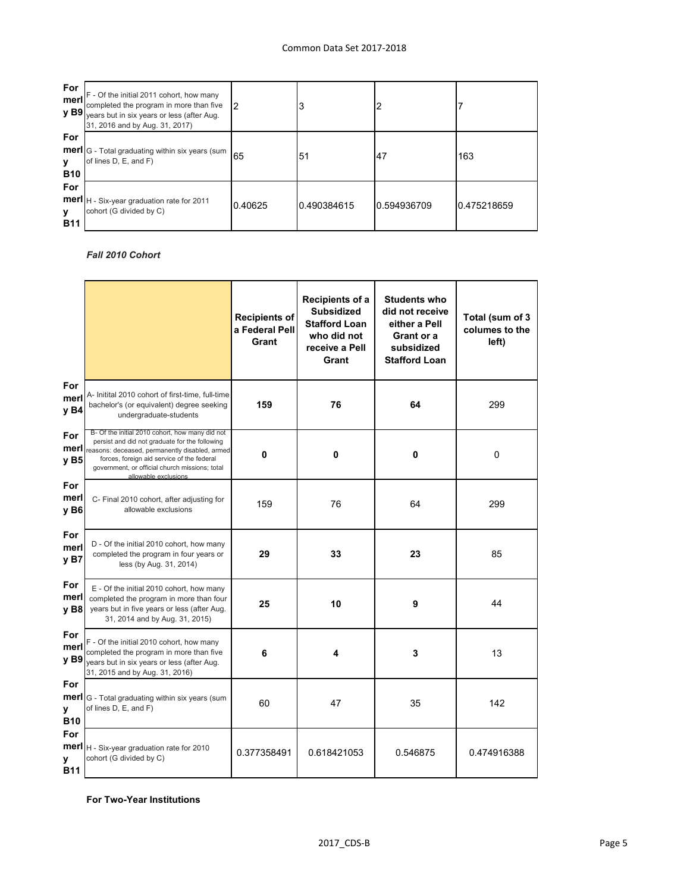| | | | | | |
|---|---|---|---|---|---|
| Formerly B9 | F - Of the initial 2011 cohort, how many completed the program in more than five years but in six years or less (after Aug. 31, 2016 and by Aug. 31, 2017) | 2 | 3 | 2 | 7 |
| Formerly B10 | G - Total graduating within six years (sum of lines D, E, and F) | 65 | 51 | 47 | 163 |
| Formerly B11 | H - Six-year graduation rate for 2011 cohort (G divided by C) | 0.40625 | 0.490384615 | 0.594936709 | 0.475218659 |

***Fall 2010 Cohort***

| | | Recipients of a Federal Pell Grant | Recipients of a Subsidized Stafford Loan who did not receive a Pell Grant | Students who did not receive either a Pell Grant or a subsidized Stafford Loan | Total (sum of 3 columes to the left) |
|---|---|---|---|---|---|
| Formerly B4 | A- Initital 2010 cohort of first-time, full-time bachelor's (or equivalent) degree seeking undergraduate-students | **159** | **76** | **64** | 299 |
| Formerly B5 | B- Of the initial 2010 cohort, how many did not persist and did not graduate for the following reasons: deceased, permanently disabled, armed forces, foreign aid service of the federal government, or official church missions; total allowable exclusions | **0** | **0** | **0** | 0 |
| Formerly B6 | C- Final 2010 cohort, after adjusting for allowable exclusions | 159 | 76 | 64 | 299 |
| Formerly B7 | D - Of the initial 2010 cohort, how many completed the program in four years or less (by Aug. 31, 2014) | **29** | **33** | **23** | 85 |
| Formerly B8 | E - Of the initial 2010 cohort, how many completed the program in more than four years but in five years or less (after Aug. 31, 2014 and by Aug. 31, 2015) | **25** | **10** | **9** | 44 |
| Formerly B9 | F - Of the initial 2010 cohort, how many completed the program in more than five years but in six years or less (after Aug. 31, 2015 and by Aug. 31, 2016) | **6** | **4** | **3** | 13 |
| Formerly B10 | G - Total graduating within six years (sum of lines D, E, and F) | 60 | 47 | 35 | 142 |
| Formerly B11 | H - Six-year graduation rate for 2010 cohort (G divided by C) | 0.377358491 | 0.618421053 | 0.546875 | 0.474916388 |

**For Two-Year Institutions**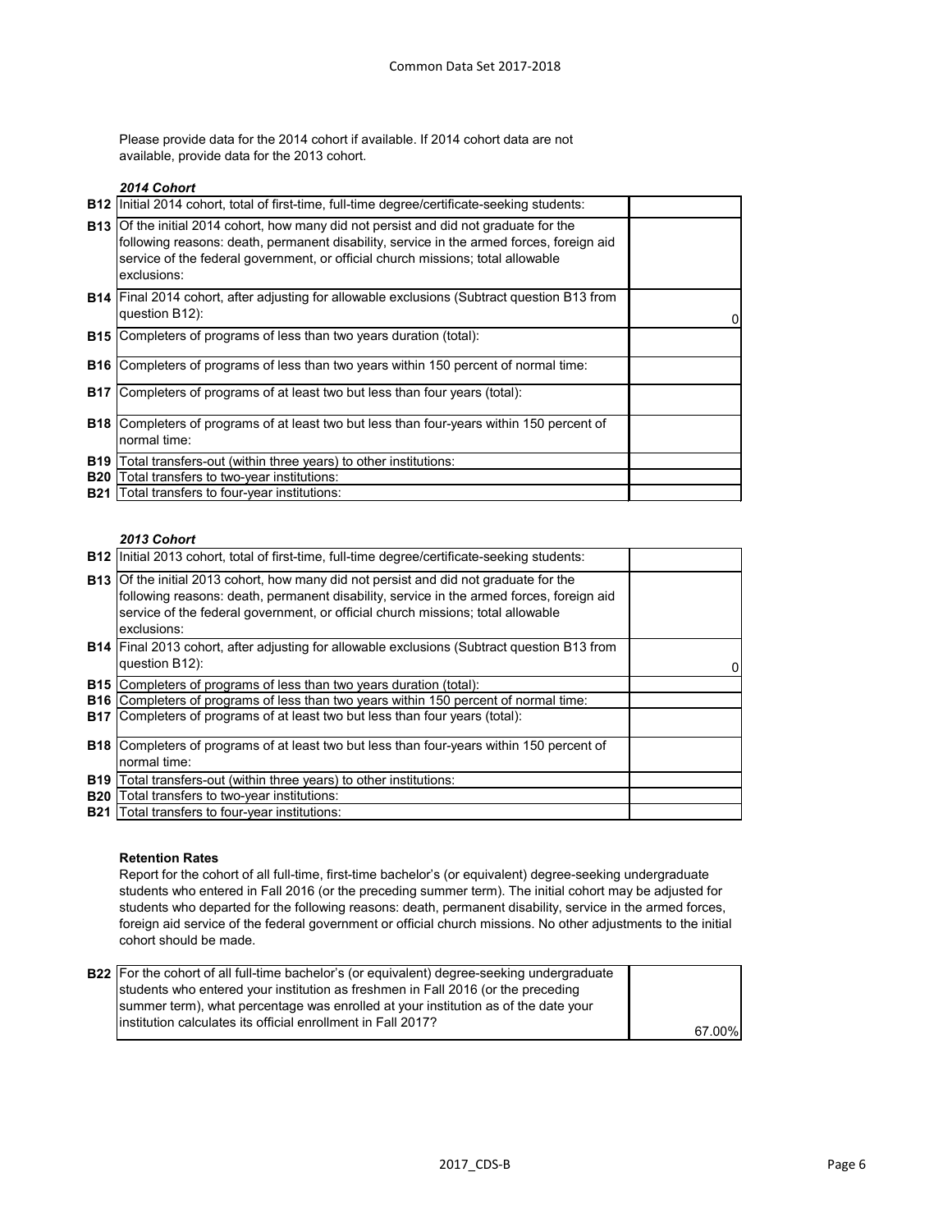Please provide data for the 2014 cohort if available. If 2014 cohort data are not available, provide data for the 2013 cohort.

*2014 Cohort*

| | | |
|---|---|---|
| B12 | Initial 2014 cohort, total of first-time, full-time degree/certificate-seeking students: | |
| B13 | Of the initial 2014 cohort, how many did not persist and did not graduate for the following reasons: death, permanent disability, service in the armed forces, foreign aid service of the federal government, or official church missions; total allowable exclusions: | |
| B14 | Final 2014 cohort, after adjusting for allowable exclusions (Subtract question B13 from question B12): | 0 |
| B15 | Completers of programs of less than two years duration (total): | |
| B16 | Completers of programs of less than two years within 150 percent of normal time: | |
| B17 | Completers of programs of at least two but less than four years (total): | |
| B18 | Completers of programs of at least two but less than four-years within 150 percent of normal time: | |
| B19 | Total transfers-out (within three years) to other institutions: | |
| B20 | Total transfers to two-year institutions: | |
| B21 | Total transfers to four-year institutions: | |

*2013 Cohort*

| | | |
|---|---|---|
| B12 | Initial 2013 cohort, total of first-time, full-time degree/certificate-seeking students: | |
| B13 | Of the initial 2013 cohort, how many did not persist and did not graduate for the following reasons: death, permanent disability, service in the armed forces, foreign aid service of the federal government, or official church missions; total allowable exclusions: | |
| B14 | Final 2013 cohort, after adjusting for allowable exclusions (Subtract question B13 from question B12): | 0 |
| B15 | Completers of programs of less than two years duration (total): | |
| B16 | Completers of programs of less than two years within 150 percent of normal time: | |
| B17 | Completers of programs of at least two but less than four years (total): | |
| B18 | Completers of programs of at least two but less than four-years within 150 percent of normal time: | |
| B19 | Total transfers-out (within three years) to other institutions: | |
| B20 | Total transfers to two-year institutions: | |
| B21 | Total transfers to four-year institutions: | |

**Retention Rates**

Report for the cohort of all full-time, first-time bachelor's (or equivalent) degree-seeking undergraduate students who entered in Fall 2016 (or the preceding summer term). The initial cohort may be adjusted for students who departed for the following reasons: death, permanent disability, service in the armed forces, foreign aid service of the federal government or official church missions. No other adjustments to the initial cohort should be made.

| | | |
|---|---|---|
| B22 | For the cohort of all full-time bachelor's (or equivalent) degree-seeking undergraduate students who entered your institution as freshmen in Fall 2016 (or the preceding summer term), what percentage was enrolled at your institution as of the date your institution calculates its official enrollment in Fall 2017? | 67.00% |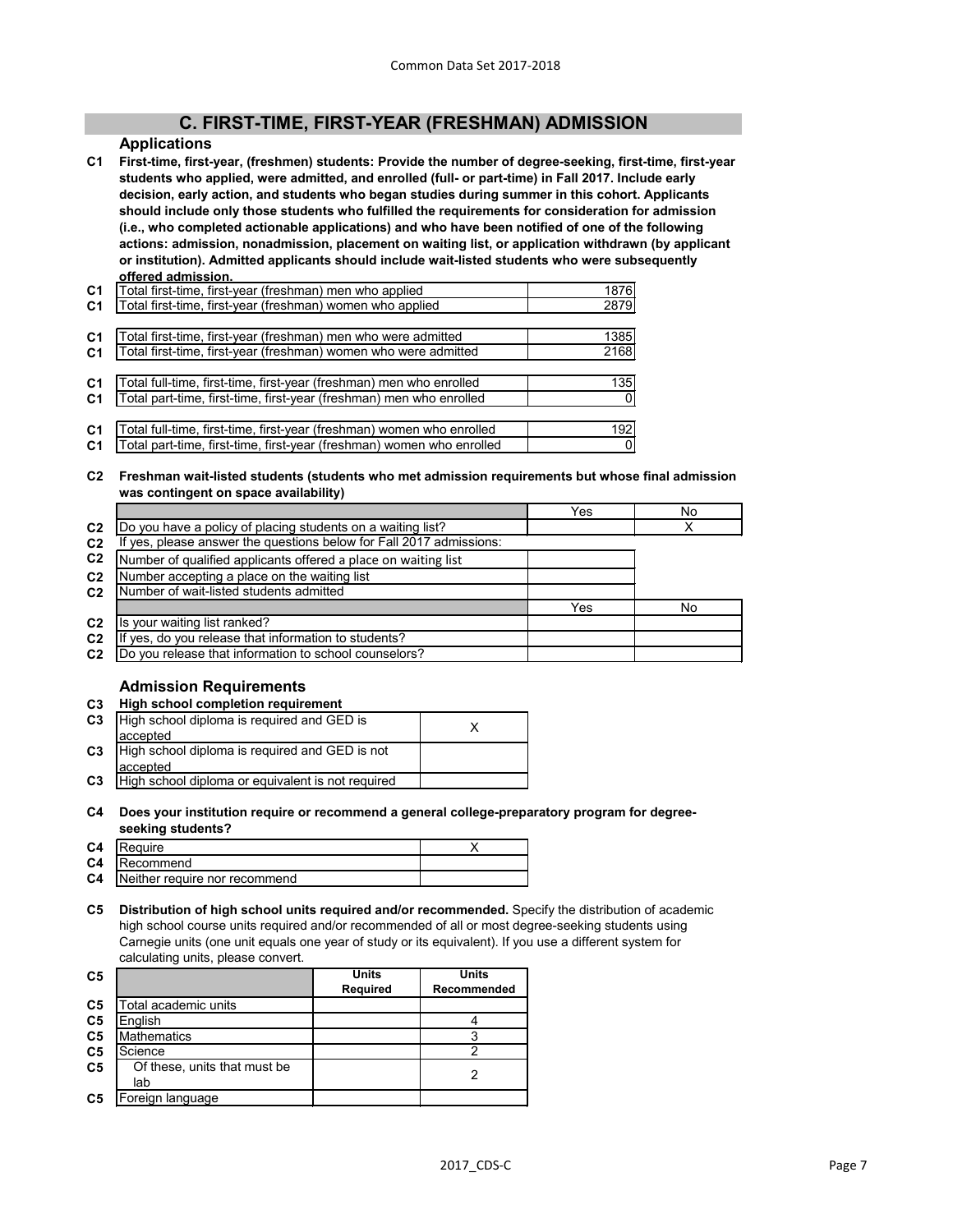## C. FIRST-TIME, FIRST-YEAR (FRESHMAN) ADMISSION

### Applications

**C1 First-time, first-year, (freshmen) students: Provide the number of degree-seeking, first-time, first-year students who applied, were admitted, and enrolled (full- or part-time) in Fall 2017. Include early decision, early action, and students who began studies during summer in this cohort. Applicants should include only those students who fulfilled the requirements for consideration for admission (i.e., who completed actionable applications) and who have been notified of one of the following actions: admission, nonadmission, placement on waiting list, or application withdrawn (by applicant or institution). Admitted applicants should include wait-listed students who were subsequently offered admission.**

| | | |
|---|---|---|
| C1 | Total first-time, first-year (freshman) men who applied | 1876 |
| C1 | Total first-time, first-year (freshman) women who applied | 2879 |
| C1 | Total first-time, first-year (freshman) men who were admitted | 1385 |
| C1 | Total first-time, first-year (freshman) women who were admitted | 2168 |
| C1 | Total full-time, first-time, first-year (freshman) men who enrolled | 135 |
| C1 | Total part-time, first-time, first-year (freshman) men who enrolled | 0 |
| C1 | Total full-time, first-time, first-year (freshman) women who enrolled | 192 |
| C1 | Total part-time, first-time, first-year (freshman) women who enrolled | 0 |

**C2 Freshman wait-listed students (students who met admission requirements but whose final admission was contingent on space availability)**

| | | Yes | No |
|---|---|---|---|
| C2 | Do you have a policy of placing students on a waiting list? | | X |
| C2 | If yes, please answer the questions below for Fall 2017 admissions: | | |
| C2 | Number of qualified applicants offered a place on waiting list | | |
| C2 | Number accepting a place on the waiting list | | |
| C2 | Number of wait-listed students admitted | | |
| | | Yes | No |
| C2 | Is your waiting list ranked? | | |
| C2 | If yes, do you release that information to students? | | |
| C2 | Do you release that information to school counselors? | | |

### Admission Requirements

**C3 High school completion requirement**

| | | |
|---|---|---|
| C3 | High school diploma is required and GED is accepted | X |
| C3 | High school diploma is required and GED is not accepted | |
| C3 | High school diploma or equivalent is not required | |

**C4 Does your institution require or recommend a general college-preparatory program for degree-seeking students?**

| | | |
|---|---|---|
| C4 | Require | X |
| C4 | Recommend | |
| C4 | Neither require nor recommend | |

**C5 Distribution of high school units required and/or recommended.** Specify the distribution of academic high school course units required and/or recommended of all or most degree-seeking students using Carnegie units (one unit equals one year of study or its equivalent). If you use a different system for calculating units, please convert.

| C5 | | Units Required | Units Recommended |
|---|---|---|---|
| C5 | Total academic units | | |
| C5 | English | | 4 |
| C5 | Mathematics | | 3 |
| C5 | Science | | 2 |
| C5 | Of these, units that must be lab | | 2 |
| C5 | Foreign language | | |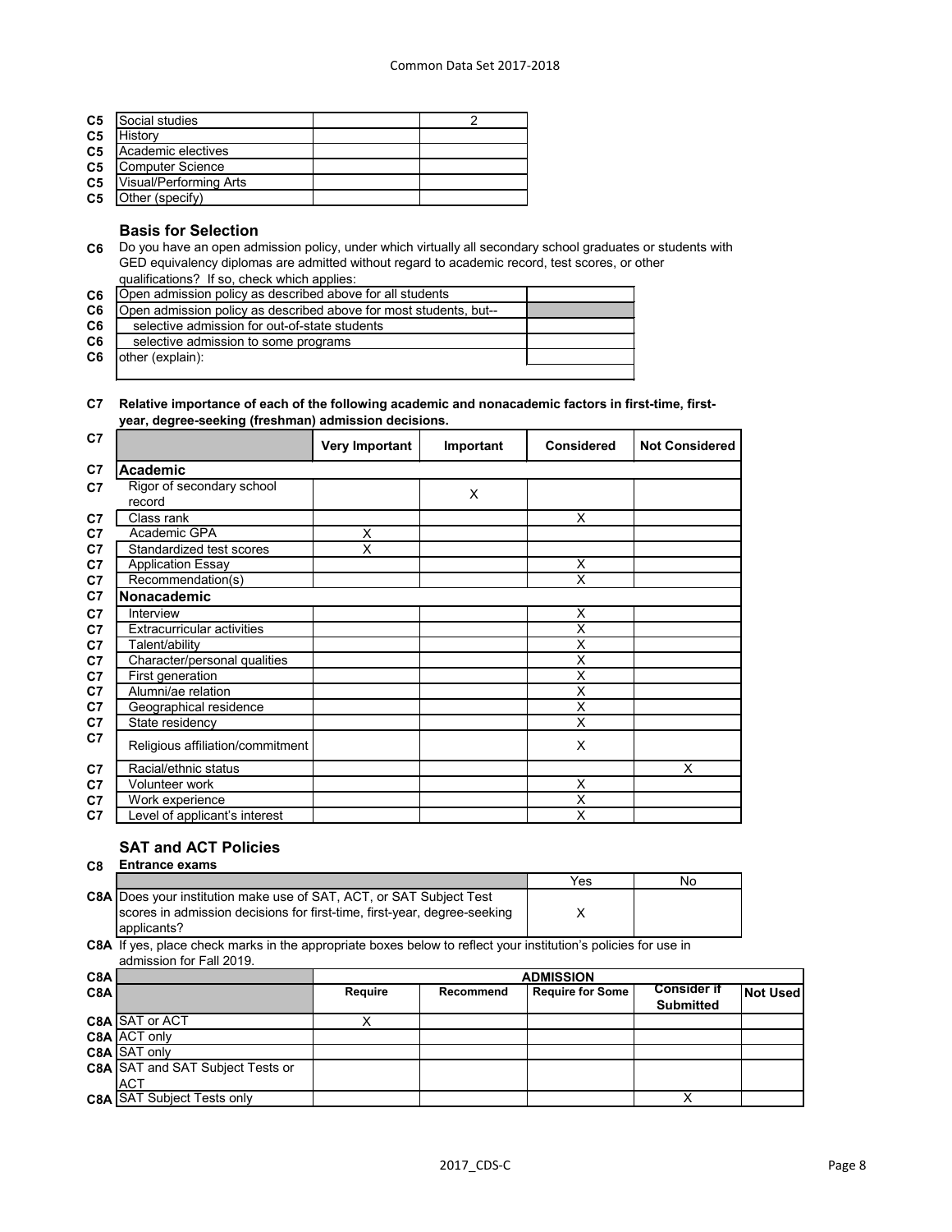| | | | |
|---|---|---|---|
| C5 | Social studies | | 2 |
| C5 | History | | |
| C5 | Academic electives | | |
| C5 | Computer Science | | |
| C5 | Visual/Performing Arts | | |
| C5 | Other (specify) | | |

## Basis for Selection

**C6** Do you have an open admission policy, under which virtually all secondary school graduates or students with GED equivalency diplomas are admitted without regard to academic record, test scores, or other qualifications? If so, check which applies:

| | | |
|---|---|---|
| C6 | Open admission policy as described above for all students | |
| C6 | Open admission policy as described above for most students, but-- | |
| C6 | selective admission for out-of-state students | |
| C6 | selective admission to some programs | |
| C6 | other (explain): | |

**C7 Relative importance of each of the following academic and nonacademic factors in first-time, first-year, degree-seeking (freshman) admission decisions.**

| C7 | | Very Important | Important | Considered | Not Considered |
|---|---|---|---|---|---|
| C7 | **Academic** | | | | |
| C7 | Rigor of secondary school record | | X | | |
| C7 | Class rank | | | X | |
| C7 | Academic GPA | X | | | |
| C7 | Standardized test scores | X | | | |
| C7 | Application Essay | | | X | |
| C7 | Recommendation(s) | | | X | |
| C7 | **Nonacademic** | | | | |
| C7 | Interview | | | X | |
| C7 | Extracurricular activities | | | X | |
| C7 | Talent/ability | | | X | |
| C7 | Character/personal qualities | | | X | |
| C7 | First generation | | | X | |
| C7 | Alumni/ae relation | | | X | |
| C7 | Geographical residence | | | X | |
| C7 | State residency | | | X | |
| C7 | Religious affiliation/commitment | | | X | |
| C7 | Racial/ethnic status | | | | X |
| C7 | Volunteer work | | | X | |
| C7 | Work experience | | | X | |
| C7 | Level of applicant's interest | | | X | |

## SAT and ACT Policies

**C8 Entrance exams**

| | | Yes | No |
|---|---|---|---|
| C8A | Does your institution make use of SAT, ACT, or SAT Subject Test scores in admission decisions for first-time, first-year, degree-seeking applicants? | X | |

**C8A** If yes, place check marks in the appropriate boxes below to reflect your institution's policies for use in admission for Fall 2019.

| C8A | | ADMISSION | | | | |
|---|---|---|---|---|---|---|
| C8A | | Require | Recommend | Require for Some | Consider if Submitted | Not Used |
| C8A | SAT or ACT | X | | | | |
| C8A | ACT only | | | | | |
| C8A | SAT only | | | | | |
| C8A | SAT and SAT Subject Tests or ACT | | | | | |
| C8A | SAT Subject Tests only | | | | X | |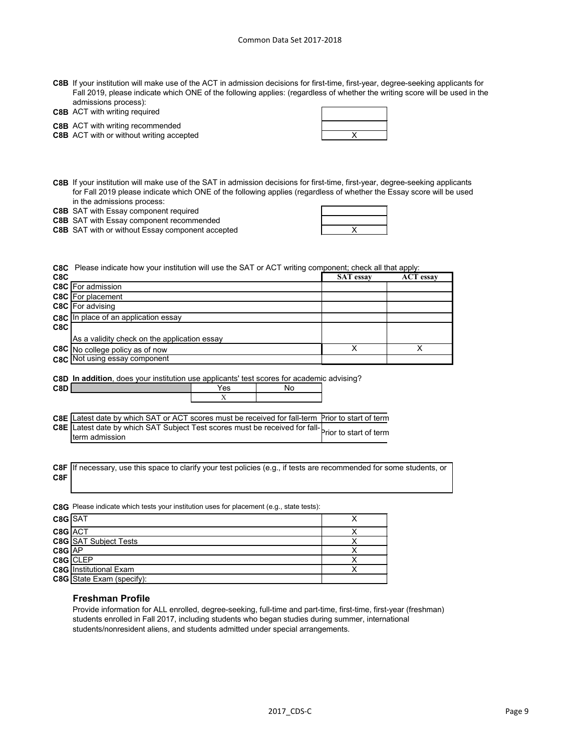**C8B** If your institution will make use of the ACT in admission decisions for first-time, first-year, degree-seeking applicants for Fall 2019, please indicate which ONE of the following applies: (regardless of whether the writing score will be used in the admissions process):

| | | |
|---|---|---|
| C8B | ACT with writing required | |
| C8B | ACT with writing recommended | |
| C8B | ACT with or without writing accepted | X |

**C8B** If your institution will make use of the SAT in admission decisions for first-time, first-year, degree-seeking applicants for Fall 2019 please indicate which ONE of the following applies (regardless of whether the Essay score will be used in the admissions process:

| | | |
|---|---|---|
| C8B | SAT with Essay component required | |
| C8B | SAT with Essay component recommended | |
| C8B | SAT with or without Essay component accepted | X |

**C8C** Please indicate how your institution will use the SAT or ACT writing component; check all that apply:

| | | SAT essay | ACT essay |
|---|---|---|---|
| C8C | For admission | | |
| C8C | For placement | | |
| C8C | For advising | | |
| C8C | In place of an application essay | | |
| C8C | As a validity check on the application essay | | |
| C8C | No college policy as of now | X | X |
| C8C | Not using essay component | | |

**C8D** **In addition**, does your institution use applicants' test scores for academic advising?

| | | Yes | No |
|---|---|---|---|
| C8D | | X | |

| | | |
|---|---|---|
| C8E | Latest date by which SAT or ACT scores must be received for fall-term | Prior to start of term |
| C8E | Latest date by which SAT Subject Test scores must be received for fall-term admission | Prior to start of term |

**C8F** If necessary, use this space to clarify your test policies (e.g., if tests are recommended for some students, or

**C8G** Please indicate which tests your institution uses for placement (e.g., state tests):

| | | |
|---|---|---|
| C8G | SAT | X |
| C8G | ACT | X |
| C8G | SAT Subject Tests | X |
| C8G | AP | X |
| C8G | CLEP | X |
| C8G | Institutional Exam | X |
| C8G | State Exam (specify): | |

### Freshman Profile

Provide information for ALL enrolled, degree-seeking, full-time and part-time, first-time, first-year (freshman) students enrolled in Fall 2017, including students who began studies during summer, international students/nonresident aliens, and students admitted under special arrangements.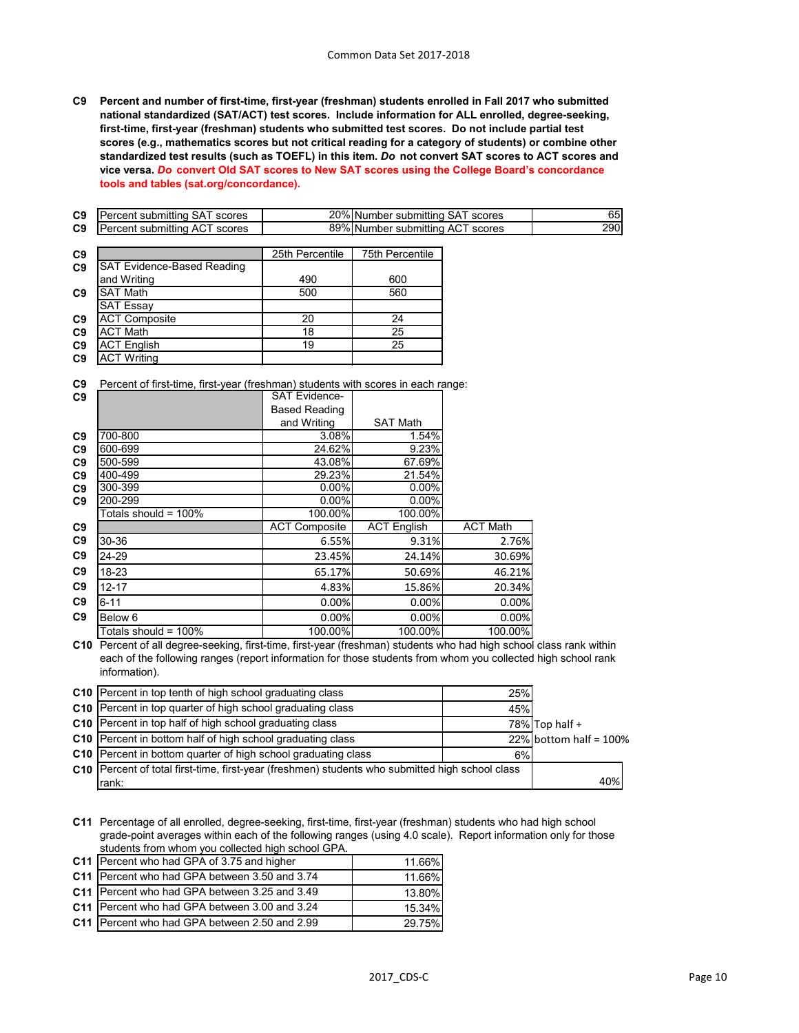Common Data Set 2017-2018

**C9 Percent and number of first-time, first-year (freshman) students enrolled in Fall 2017 who submitted national standardized (SAT/ACT) test scores. Include information for ALL enrolled, degree-seeking, first-time, first-year (freshman) students who submitted test scores. Do not include partial test scores (e.g., mathematics scores but not critical reading for a category of students) or combine other standardized test results (such as TOEFL) in this item. *Do* not convert SAT scores to ACT scores and vice versa. *Do* convert Old SAT scores to New SAT scores using the College Board's concordance tools and tables (sat.org/concordance).**

| | | | | |
|---|---|---|---|---|
| C9 | Percent submitting SAT scores | 20% | Number submitting SAT scores | 65 |
| C9 | Percent submitting ACT scores | 89% | Number submitting ACT scores | 290 |

| | | 25th Percentile | 75th Percentile |
|---|---|---|---|
| C9 | SAT Evidence-Based Reading and Writing | 490 | 600 |
| C9 | SAT Math | 500 | 560 |
| | SAT Essay | | |
| C9 | ACT Composite | 20 | 24 |
| C9 | ACT Math | 18 | 25 |
| C9 | ACT English | 19 | 25 |
| C9 | ACT Writing | | |

C9 Percent of first-time, first-year (freshman) students with scores in each range:

| | | SAT Evidence-Based Reading and Writing | SAT Math |
|---|---|---|---|
| C9 | 700-800 | 3.08% | 1.54% |
| C9 | 600-699 | 24.62% | 9.23% |
| C9 | 500-599 | 43.08% | 67.69% |
| C9 | 400-499 | 29.23% | 21.54% |
| C9 | 300-399 | 0.00% | 0.00% |
| C9 | 200-299 | 0.00% | 0.00% |
| | Totals should = 100% | 100.00% | 100.00% |

| | | ACT Composite | ACT English | ACT Math |
|---|---|---|---|---|
| C9 | 30-36 | 6.55% | 9.31% | 2.76% |
| C9 | 24-29 | 23.45% | 24.14% | 30.69% |
| C9 | 18-23 | 65.17% | 50.69% | 46.21% |
| C9 | 12-17 | 4.83% | 15.86% | 20.34% |
| C9 | 6-11 | 0.00% | 0.00% | 0.00% |
| C9 | Below 6 | 0.00% | 0.00% | 0.00% |
| | Totals should = 100% | 100.00% | 100.00% | 100.00% |

**C10** Percent of all degree-seeking, first-time, first-year (freshman) students who had high school class rank within each of the following ranges (report information for those students from whom you collected high school rank information).

| | | | |
|---|---|---|---|
| C10 | Percent in top tenth of high school graduating class | 25% | |
| C10 | Percent in top quarter of high school graduating class | 45% | |
| C10 | Percent in top half of high school graduating class | 78% | Top half + |
| C10 | Percent in bottom half of high school graduating class | 22% | bottom half = 100% |
| C10 | Percent in bottom quarter of high school graduating class | 6% | |
| C10 | Percent of total first-time, first-year (freshmen) students who submitted high school class rank: | 40% | |

**C11** Percentage of all enrolled, degree-seeking, first-time, first-year (freshman) students who had high school grade-point averages within each of the following ranges (using 4.0 scale). Report information only for those students from whom you collected high school GPA.

| | | |
|---|---|---|
| C11 | Percent who had GPA of 3.75 and higher | 11.66% |
| C11 | Percent who had GPA between 3.50 and 3.74 | 11.66% |
| C11 | Percent who had GPA between 3.25 and 3.49 | 13.80% |
| C11 | Percent who had GPA between 3.00 and 3.24 | 15.34% |
| C11 | Percent who had GPA between 2.50 and 2.99 | 29.75% |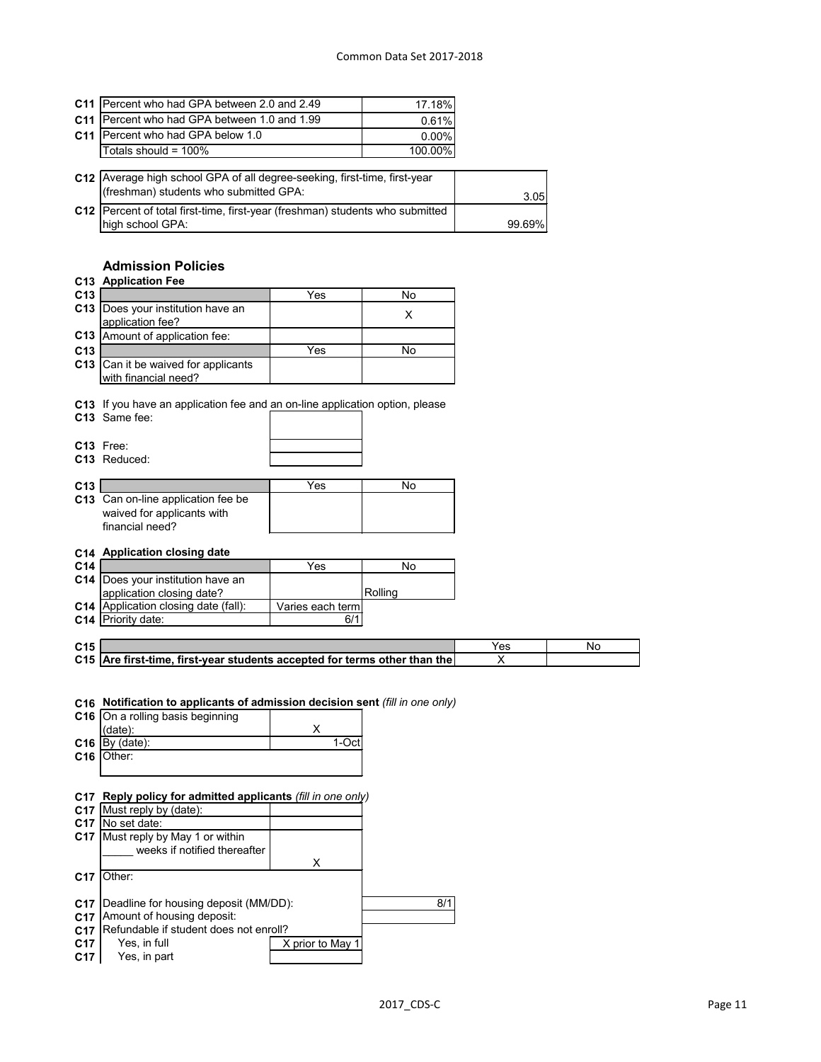| | | |
|---|---|---|
| C11 | Percent who had GPA between 2.0 and 2.49 | 17.18% |
| C11 | Percent who had GPA between 1.0 and 1.99 | 0.61% |
| C11 | Percent who had GPA below 1.0 | 0.00% |
| | Totals should = 100% | 100.00% |

| | | |
|---|---|---|
| C12 | Average high school GPA of all degree-seeking, first-time, first-year (freshman) students who submitted GPA: | 3.05 |
| C12 | Percent of total first-time, first-year (freshman) students who submitted high school GPA: | 99.69% |

## Admission Policies

**C13 Application Fee**

| | | Yes | No |
|---|---|---|---|
| C13 | Does your institution have an application fee? | | X |
| C13 | Amount of application fee: | | |

| | | Yes | No |
|---|---|---|---|
| C13 | Can it be waived for applicants with financial need? | | |

C13 If you have an application fee and an on-line application option, please

| | | |
|---|---|---|
| C13 | Same fee: | |
| C13 | Free: | |
| C13 | Reduced: | |

| | | Yes | No |
|---|---|---|---|
| C13 | Can on-line application fee be waived for applicants with financial need? | | |

**C14 Application closing date**

| | | Yes | No |
|---|---|---|---|
| C14 | Does your institution have an application closing date? | | Rolling |
| C14 | Application closing date (fall): | Varies each term | |
| C14 | Priority date: | 6/1 | |

| | | Yes | No |
|---|---|---|---|
| C15 | **Are first-time, first-year students accepted for terms other than the** | X | |

**C16 Notification to applicants of admission decision sent** *(fill in one only)*

| | | |
|---|---|---|
| C16 | On a rolling basis beginning (date): | X |
| C16 | By (date): | 1-Oct |
| C16 | Other: | |

**C17 Reply policy for admitted applicants** *(fill in one only)*

| | | |
|---|---|---|
| C17 | Must reply by (date): | |
| C17 | No set date: | |
| C17 | Must reply by May 1 or within _____ weeks if notified thereafter | X |
| C17 | Other: | |

| | | |
|---|---|---|
| C17 | Deadline for housing deposit (MM/DD): | 8/1 |
| C17 | Amount of housing deposit: | |
| C17 | Refundable if student does not enroll? | |
| C17 | Yes, in full | X prior to May 1 |
| C17 | Yes, in part | |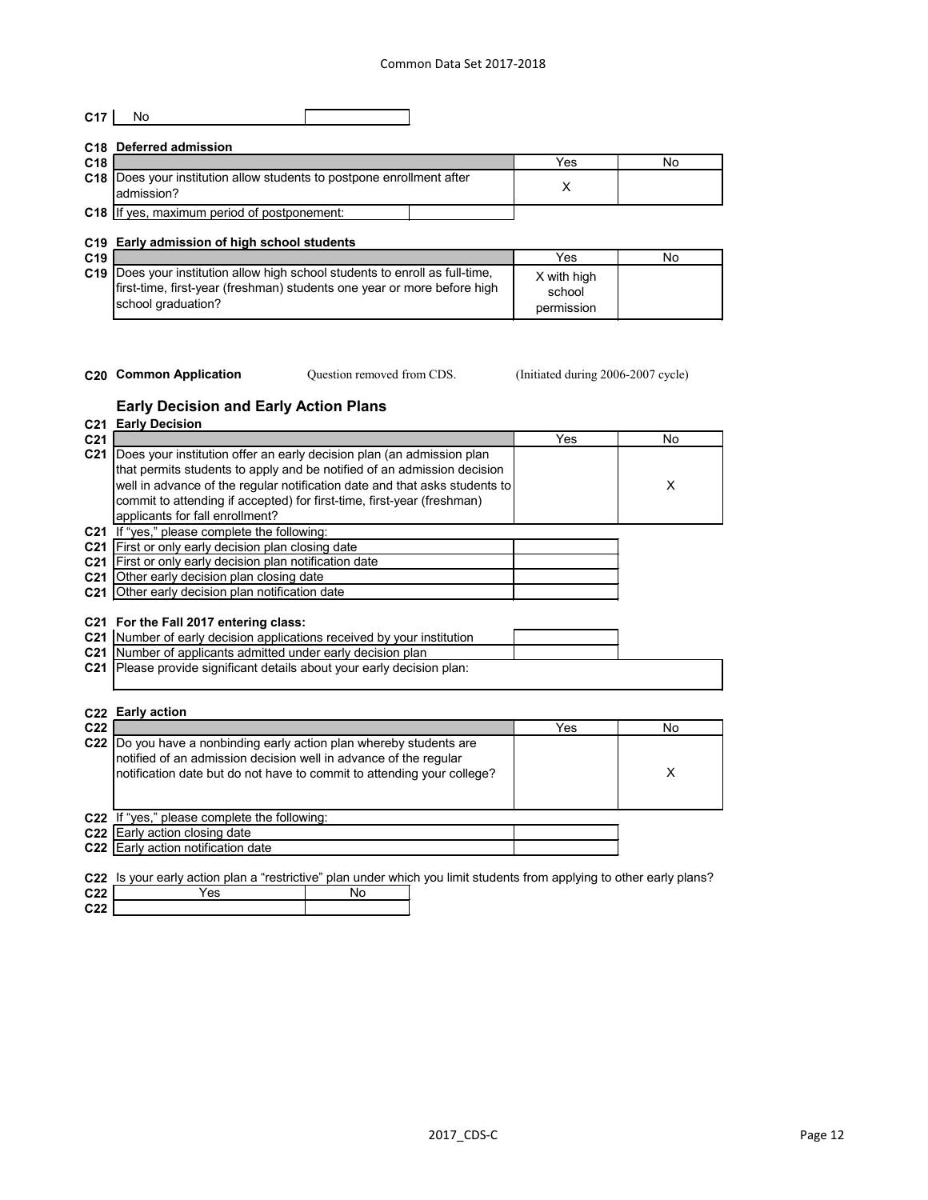| C17 | No | |
|---|---|---|

**C18 Deferred admission**

| | | Yes | No |
|---|---|---|---|
| C18 | Does your institution allow students to postpone enrollment after admission? | X | |
| C18 | If yes, maximum period of postponement: | | |

**C19 Early admission of high school students**

| | | Yes | No |
|---|---|---|---|
| C19 | Does your institution allow high school students to enroll as full-time, first-time, first-year (freshman) students one year or more before high school graduation? | X with high school permission | |

**C20 Common Application** Question removed from CDS. (Initiated during 2006-2007 cycle)

## Early Decision and Early Action Plans

**C21 Early Decision**

| | | Yes | No |
|---|---|---|---|
| C21 | Does your institution offer an early decision plan (an admission plan that permits students to apply and be notified of an admission decision well in advance of the regular notification date and that asks students to commit to attending if accepted) for first-time, first-year (freshman) applicants for fall enrollment? | | X |

| | | |
|---|---|---|
| C21 | If "yes," please complete the following: | |
| C21 | First or only early decision plan closing date | |
| C21 | First or only early decision plan notification date | |
| C21 | Other early decision plan closing date | |
| C21 | Other early decision plan notification date | |

**C21 For the Fall 2017 entering class:**

| | | |
|---|---|---|
| C21 | Number of early decision applications received by your institution | |
| C21 | Number of applicants admitted under early decision plan | |
| C21 | Please provide significant details about your early decision plan: | |

**C22 Early action**

| | | Yes | No |
|---|---|---|---|
| C22 | Do you have a nonbinding early action plan whereby students are notified of an admission decision well in advance of the regular notification date but do not have to commit to attending your college? | | X |

| | | |
|---|---|---|
| C22 | If "yes," please complete the following: | |
| C22 | Early action closing date | |
| C22 | Early action notification date | |

**C22** Is your early action plan a "restrictive" plan under which you limit students from applying to other early plans?

| | Yes | No |
|---|---|---|
| C22 | | |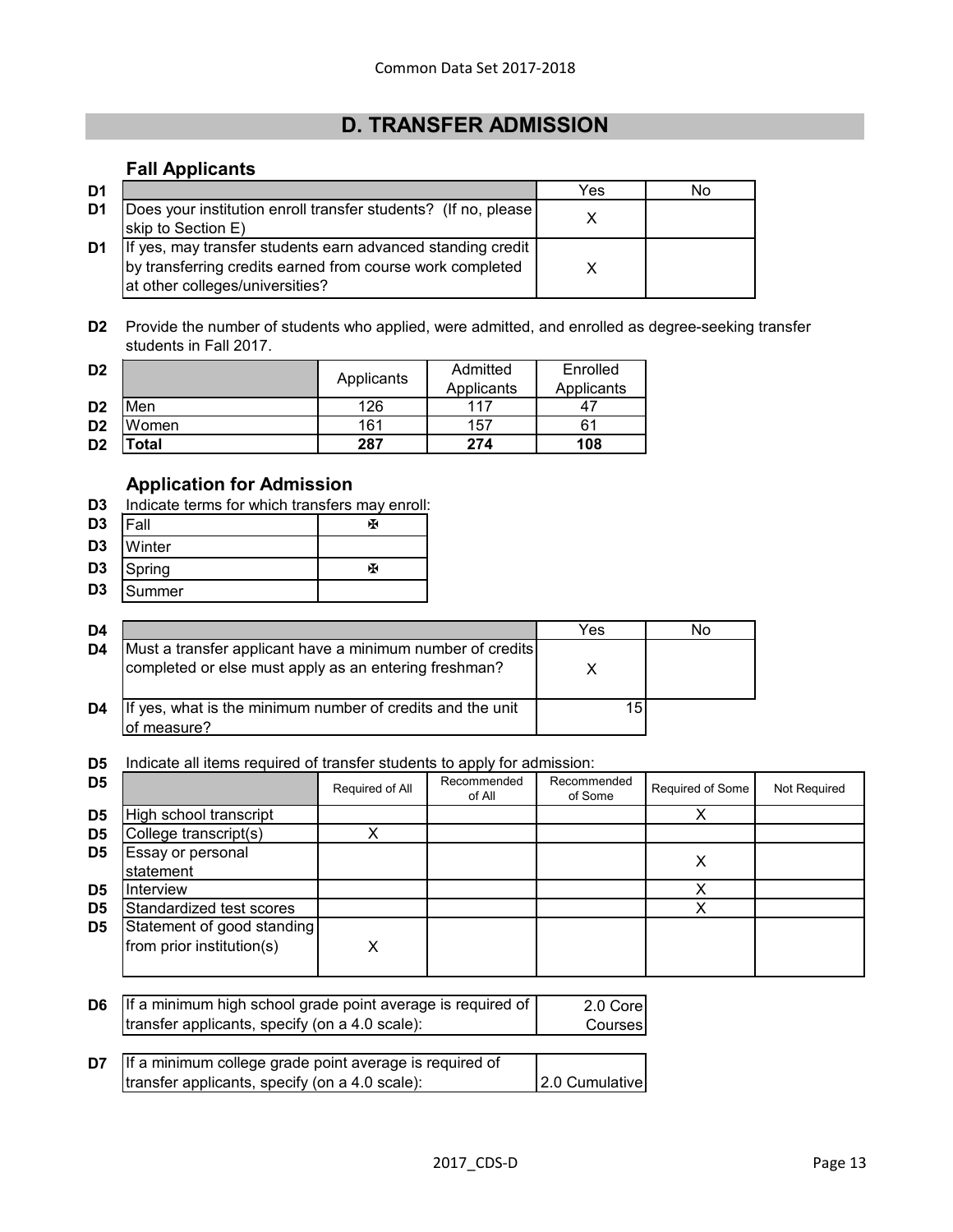## D. TRANSFER ADMISSION

### Fall Applicants

| | | Yes | No |
|---|---|---|---|
| D1 | Does your institution enroll transfer students? (If no, please skip to Section E) | X | |
| D1 | If yes, may transfer students earn advanced standing credit by transferring credits earned from course work completed at other colleges/universities? | X | |

**D2** Provide the number of students who applied, were admitted, and enrolled as degree-seeking transfer students in Fall 2017.

| D2 | | Applicants | Admitted Applicants | Enrolled Applicants |
|---|---|---|---|---|
| D2 | Men | 126 | 117 | 47 |
| D2 | Women | 161 | 157 | 61 |
| D2 | **Total** | **287** | **274** | **108** |

### Application for Admission

**D3** Indicate terms for which transfers may enroll:

| D3 | Term | |
|---|---|---|
| D3 | Fall | ✠ |
| D3 | Winter | |
| D3 | Spring | ✠ |
| D3 | Summer | |

| | | Yes | No |
|---|---|---|---|
| D4 | Must a transfer applicant have a minimum number of credits completed or else must apply as an entering freshman? | X | |
| D4 | If yes, what is the minimum number of credits and the unit of measure? | 15 | |

**D5** Indicate all items required of transfer students to apply for admission:

| D5 | | Required of All | Recommended of All | Recommended of Some | Required of Some | Not Required |
|---|---|---|---|---|---|---|
| D5 | High school transcript | | | | X | |
| D5 | College transcript(s) | X | | | | |
| D5 | Essay or personal statement | | | | X | |
| D5 | Interview | | | | X | |
| D5 | Standardized test scores | | | | X | |
| D5 | Statement of good standing from prior institution(s) | X | | | | |

| | | |
|---|---|---|
| D6 | If a minimum high school grade point average is required of transfer applicants, specify (on a 4.0 scale): | 2.0 Core Courses |
| D7 | If a minimum college grade point average is required of transfer applicants, specify (on a 4.0 scale): | 2.0 Cumulative |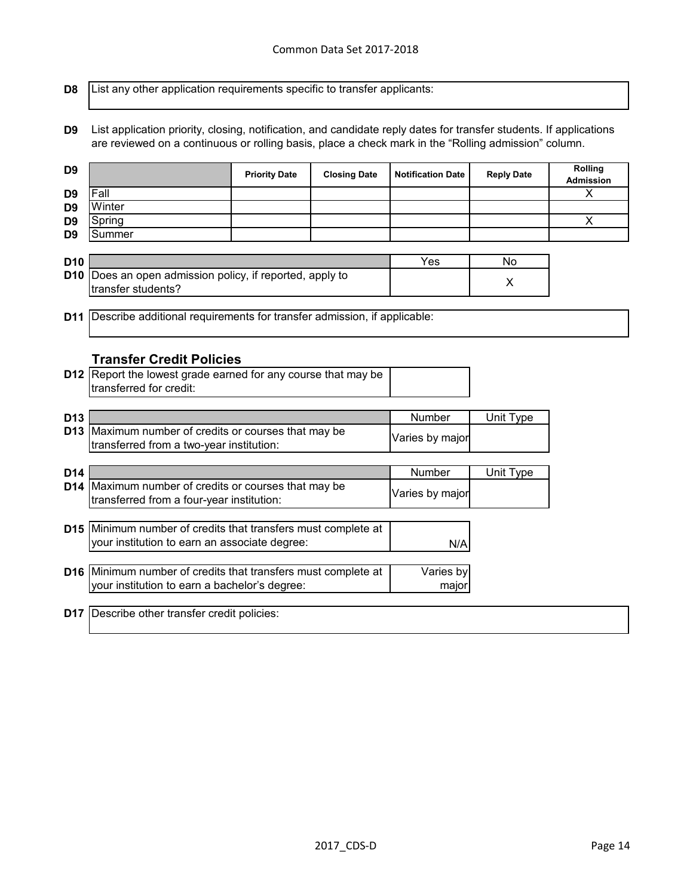**D8** List any other application requirements specific to transfer applicants:

**D9** List application priority, closing, notification, and candidate reply dates for transfer students. If applications are reviewed on a continuous or rolling basis, place a check mark in the "Rolling admission" column.

| D9 | | Priority Date | Closing Date | Notification Date | Reply Date | Rolling Admission |
|---|---|---|---|---|---|---|
| D9 | Fall | | | | | X |
| D9 | Winter | | | | | |
| D9 | Spring | | | | | X |
| D9 | Summer | | | | | |

| D10 | | Yes | No |
|---|---|---|---|
| D10 | Does an open admission policy, if reported, apply to transfer students? | | X |

**D11** Describe additional requirements for transfer admission, if applicable:

### Transfer Credit Policies

| | | |
|---|---|---|
| D12 | Report the lowest grade earned for any course that may be transferred for credit: | |

| D13 | | Number | Unit Type |
|---|---|---|---|
| D13 | Maximum number of credits or courses that may be transferred from a two-year institution: | Varies by major | |

| D14 | | Number | Unit Type |
|---|---|---|---|
| D14 | Maximum number of credits or courses that may be transferred from a four-year institution: | Varies by major | |

| | | |
|---|---|---|
| D15 | Minimum number of credits that transfers must complete at your institution to earn an associate degree: | N/A |
| D16 | Minimum number of credits that transfers must complete at your institution to earn a bachelor's degree: | Varies by major |

**D17** Describe other transfer credit policies: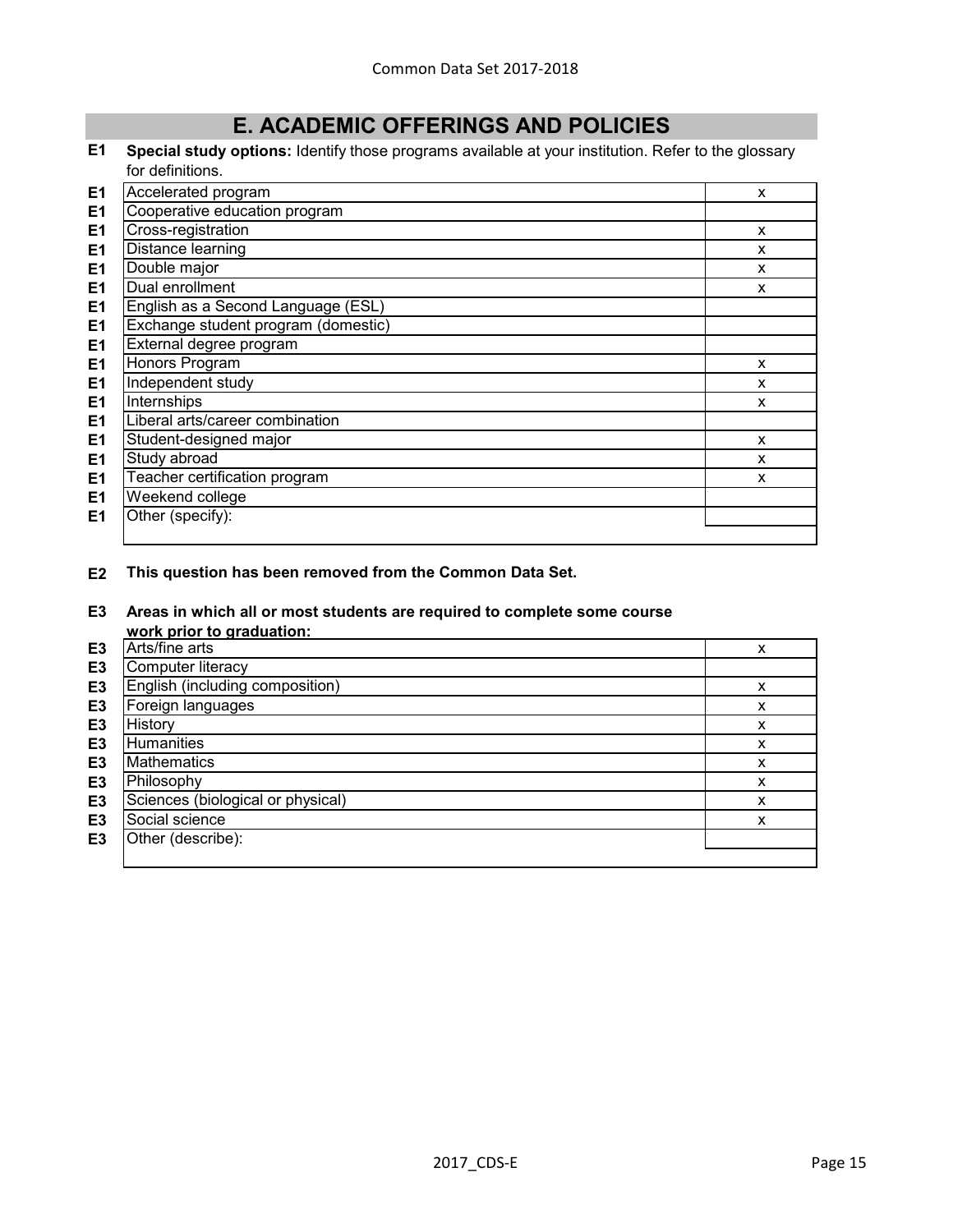# E. ACADEMIC OFFERINGS AND POLICIES

**E1 Special study options:** Identify those programs available at your institution. Refer to the glossary for definitions.

| | | |
|---|---|---|
| E1 | Accelerated program | x |
| E1 | Cooperative education program | |
| E1 | Cross-registration | x |
| E1 | Distance learning | x |
| E1 | Double major | x |
| E1 | Dual enrollment | x |
| E1 | English as a Second Language (ESL) | |
| E1 | Exchange student program (domestic) | |
| E1 | External degree program | |
| E1 | Honors Program | x |
| E1 | Independent study | x |
| E1 | Internships | x |
| E1 | Liberal arts/career combination | |
| E1 | Student-designed major | x |
| E1 | Study abroad | x |
| E1 | Teacher certification program | x |
| E1 | Weekend college | |
| E1 | Other (specify): | |

**E2 This question has been removed from the Common Data Set.**

**E3 Areas in which all or most students are required to complete some course work prior to graduation:**

| | | |
|---|---|---|
| E3 | Arts/fine arts | x |
| E3 | Computer literacy | |
| E3 | English (including composition) | x |
| E3 | Foreign languages | x |
| E3 | History | x |
| E3 | Humanities | x |
| E3 | Mathematics | x |
| E3 | Philosophy | x |
| E3 | Sciences (biological or physical) | x |
| E3 | Social science | x |
| E3 | Other (describe): | |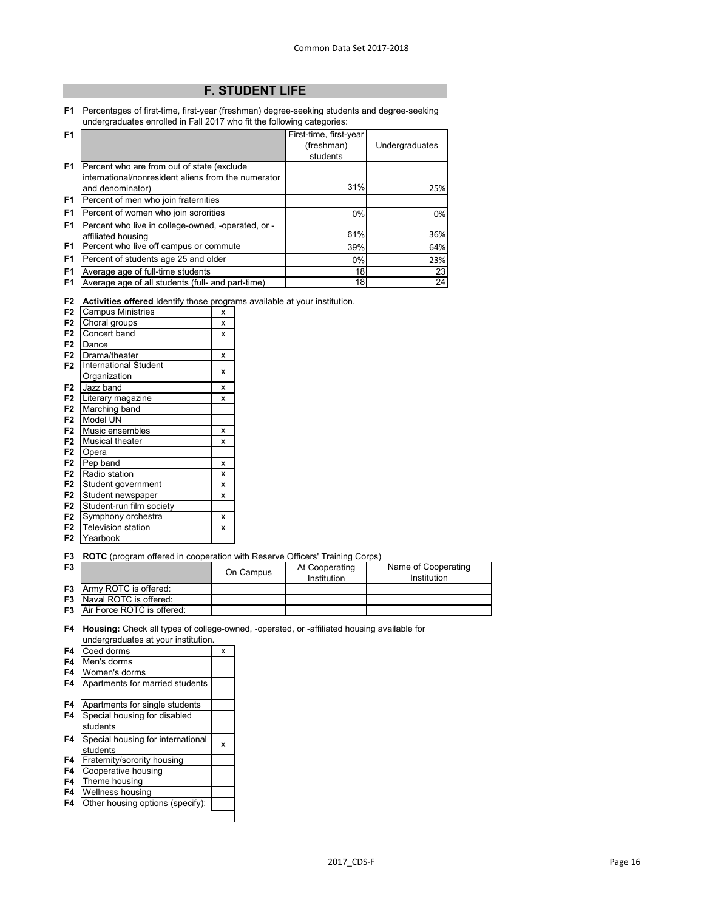## F. STUDENT LIFE

**F1** Percentages of first-time, first-year (freshman) degree-seeking students and degree-seeking undergraduates enrolled in Fall 2017 who fit the following categories:

| F1 | | First-time, first-year (freshman) students | Undergraduates |
|---|---|---|---|
| F1 | Percent who are from out of state (exclude international/nonresident aliens from the numerator and denominator) | 31% | 25% |
| F1 | Percent of men who join fraternities | | |
| F1 | Percent of women who join sororities | 0% | 0% |
| F1 | Percent who live in college-owned, -operated, or -affiliated housing | 61% | 36% |
| F1 | Percent who live off campus or commute | 39% | 64% |
| F1 | Percent of students age 25 and older | 0% | 23% |
| F1 | Average age of full-time students | 18 | 23 |
| F1 | Average age of all students (full- and part-time) | 18 | 24 |

**F2** **Activities offered** Identify those programs available at your institution.

| F2 | Activity | |
|---|---|---|
| F2 | Campus Ministries | x |
| F2 | Choral groups | x |
| F2 | Concert band | x |
| F2 | Dance | |
| F2 | Drama/theater | x |
| F2 | International Student Organization | x |
| F2 | Jazz band | x |
| F2 | Literary magazine | x |
| F2 | Marching band | |
| F2 | Model UN | |
| F2 | Music ensembles | x |
| F2 | Musical theater | x |
| F2 | Opera | |
| F2 | Pep band | x |
| F2 | Radio station | x |
| F2 | Student government | x |
| F2 | Student newspaper | x |
| F2 | Student-run film society | |
| F2 | Symphony orchestra | x |
| F2 | Television station | x |
| F2 | Yearbook | |

**F3** **ROTC** (program offered in cooperation with Reserve Officers' Training Corps)

| F3 | | On Campus | At Cooperating Institution | Name of Cooperating Institution |
|---|---|---|---|---|
| F3 | Army ROTC is offered: | | | |
| F3 | Naval ROTC is offered: | | | |
| F3 | Air Force ROTC is offered: | | | |

**F4** **Housing:** Check all types of college-owned, -operated, or -affiliated housing available for undergraduates at your institution.

| F4 | Housing type | |
|---|---|---|
| F4 | Coed dorms | x |
| F4 | Men's dorms | |
| F4 | Women's dorms | |
| F4 | Apartments for married students | |
| F4 | Apartments for single students | |
| F4 | Special housing for disabled students | |
| F4 | Special housing for international students | x |
| F4 | Fraternity/sorority housing | |
| F4 | Cooperative housing | |
| F4 | Theme housing | |
| F4 | Wellness housing | |
| F4 | Other housing options (specify): | |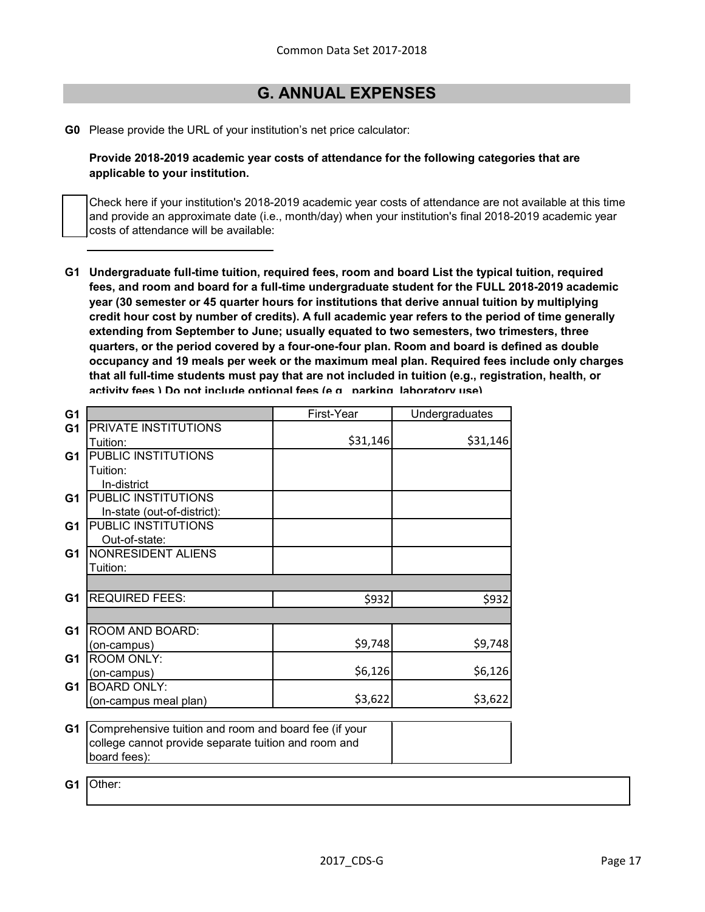## G. ANNUAL EXPENSES

**G0** Please provide the URL of your institution's net price calculator:

**Provide 2018-2019 academic year costs of attendance for the following categories that are applicable to your institution.**

Check here if your institution's 2018-2019 academic year costs of attendance are not available at this time and provide an approximate date (i.e., month/day) when your institution's final 2018-2019 academic year costs of attendance will be available:

**G1 Undergraduate full-time tuition, required fees, room and board List the typical tuition, required fees, and room and board for a full-time undergraduate student for the FULL 2018-2019 academic year (30 semester or 45 quarter hours for institutions that derive annual tuition by multiplying credit hour cost by number of credits). A full academic year refers to the period of time generally extending from September to June; usually equated to two semesters, two trimesters, three quarters, or the period covered by a four-one-four plan. Room and board is defined as double occupancy and 19 meals per week or the maximum meal plan. Required fees include only charges that all full-time students must pay that are not included in tuition (e.g., registration, health, or activity fees.) Do not include optional fees (e.g., parking, laboratory use).**

| G1 | | First-Year | Undergraduates |
|---|---|---|---|
| G1 | PRIVATE INSTITUTIONS Tuition: | $31,146 | $31,146 |
| G1 | PUBLIC INSTITUTIONS Tuition: In-district | | |
| G1 | PUBLIC INSTITUTIONS In-state (out-of-district): | | |
| G1 | PUBLIC INSTITUTIONS Out-of-state: | | |
| G1 | NONRESIDENT ALIENS Tuition: | | |
| G1 | REQUIRED FEES: | $932 | $932 |
| G1 | ROOM AND BOARD: (on-campus) | $9,748 | $9,748 |
| G1 | ROOM ONLY: (on-campus) | $6,126 | $6,126 |
| G1 | BOARD ONLY: (on-campus meal plan) | $3,622 | $3,622 |

| G1 | Comprehensive tuition and room and board fee (if your college cannot provide separate tuition and room and board fees): | |
|---|---|---|

| G1 | Other: |
|---|---|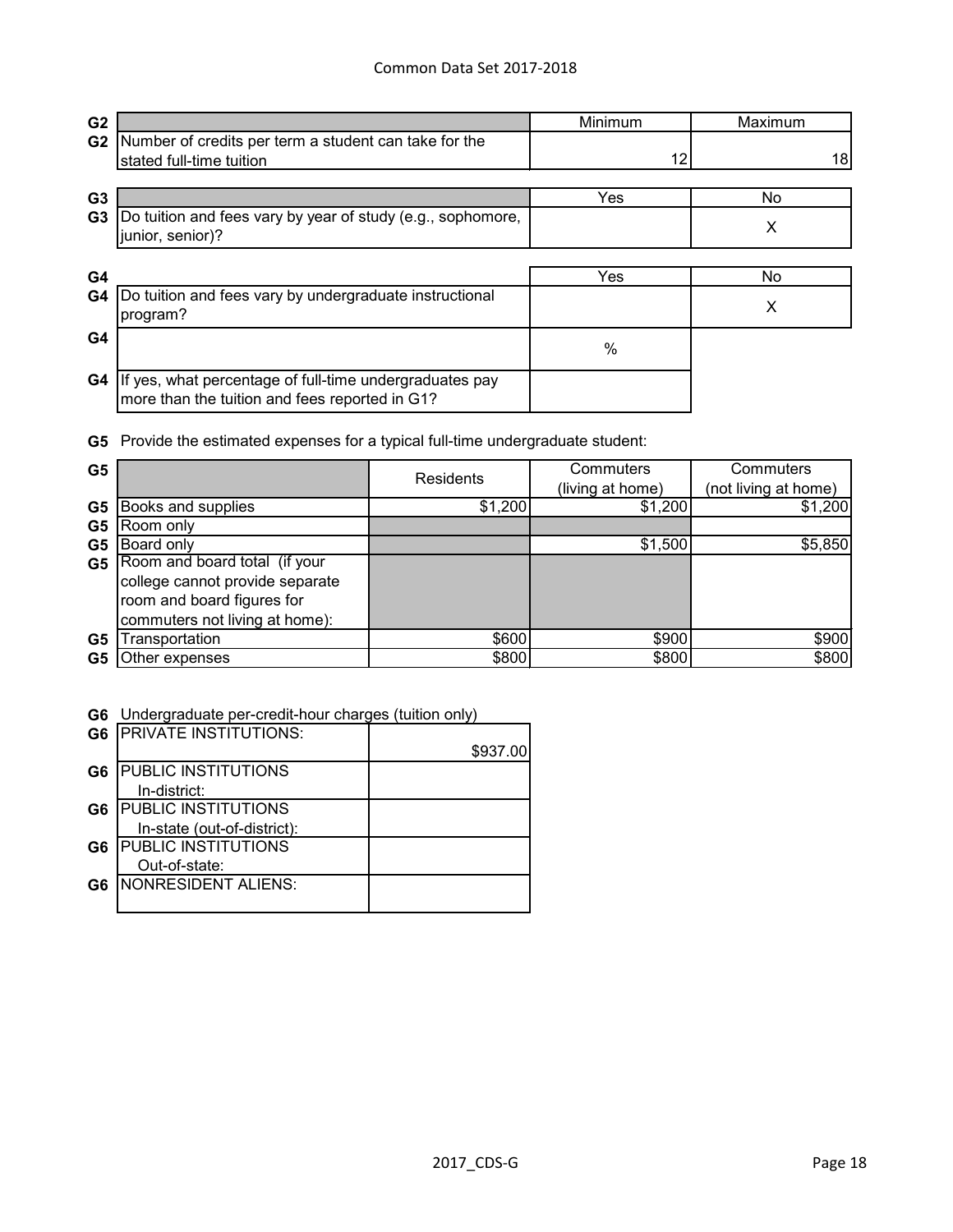| G2 | | Minimum | Maximum |
|---|---|---|---|
| G2 | Number of credits per term a student can take for the stated full-time tuition | 12 | 18 |

| G3 | | Yes | No |
|---|---|---|---|
| G3 | Do tuition and fees vary by year of study (e.g., sophomore, junior, senior)? | | X |

| G4 | | Yes | No |
|---|---|---|---|
| G4 | Do tuition and fees vary by undergraduate instructional program? | | X |
| G4 | | % | |
| G4 | If yes, what percentage of full-time undergraduates pay more than the tuition and fees reported in G1? | | |

**G5** Provide the estimated expenses for a typical full-time undergraduate student:

| G5 | | Residents | Commuters (living at home) | Commuters (not living at home) |
|---|---|---|---|---|
| G5 | Books and supplies | $1,200 | $1,200 | $1,200 |
| G5 | Room only | | | |
| G5 | Board only | | $1,500 | $5,850 |
| G5 | Room and board total (if your college cannot provide separate room and board figures for commuters not living at home): | | | |
| G5 | Transportation | $600 | $900 | $900 |
| G5 | Other expenses | $800 | $800 | $800 |

**G6** Undergraduate per-credit-hour charges (tuition only)

| G6 | | |
|---|---|---|
| G6 | PRIVATE INSTITUTIONS: | $937.00 |
| G6 | PUBLIC INSTITUTIONS In-district: | |
| G6 | PUBLIC INSTITUTIONS In-state (out-of-district): | |
| G6 | PUBLIC INSTITUTIONS Out-of-state: | |
| G6 | NONRESIDENT ALIENS: | |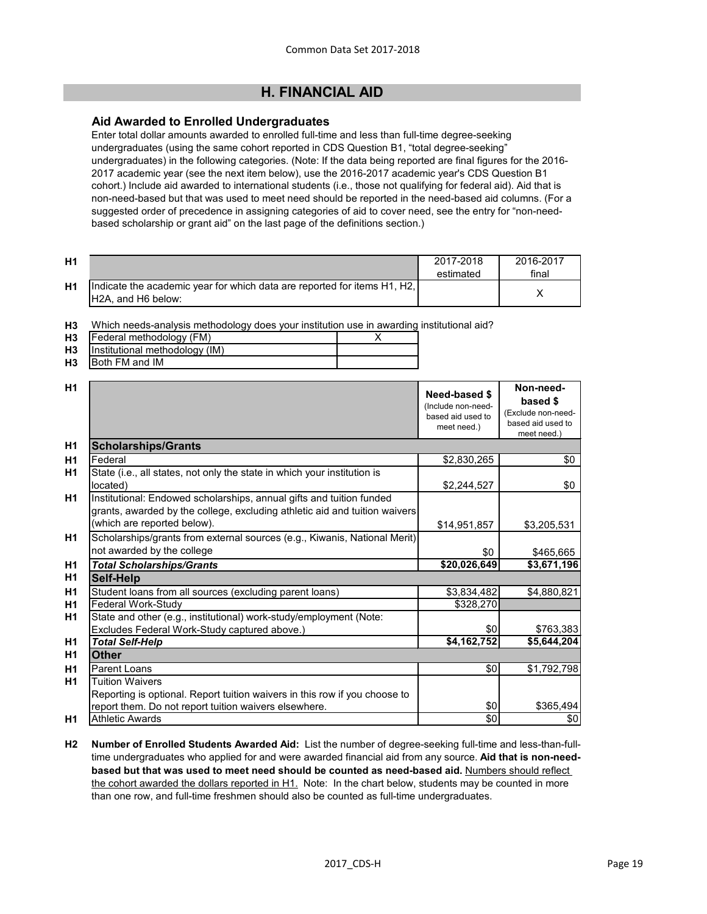## H. FINANCIAL AID

### Aid Awarded to Enrolled Undergraduates

Enter total dollar amounts awarded to enrolled full-time and less than full-time degree-seeking undergraduates (using the same cohort reported in CDS Question B1, "total degree-seeking" undergraduates) in the following categories. (Note: If the data being reported are final figures for the 2016-2017 academic year (see the next item below), use the 2016-2017 academic year's CDS Question B1 cohort.) Include aid awarded to international students (i.e., those not qualifying for federal aid). Aid that is non-need-based but that was used to meet need should be reported in the need-based aid columns. (For a suggested order of precedence in assigning categories of aid to cover need, see the entry for "non-need-based scholarship or grant aid" on the last page of the definitions section.)

| | | 2017-2018 estimated | 2016-2017 final |
|---|---|---|---|
| H1 | Indicate the academic year for which data are reported for items H1, H2, H2A, and H6 below: | | X |

H3 Which needs-analysis methodology does your institution use in awarding institutional aid?

| | | |
|---|---|---|
| H3 | Federal methodology (FM) | X |
| H3 | Institutional methodology (IM) | |
| H3 | Both FM and IM | |

| | | Need-based $ (Include non-need-based aid used to meet need.) | Non-need-based $ (Exclude non-need-based aid used to meet need.) |
|---|---|---|---|
| H1 | **Scholarships/Grants** | | |
| H1 | Federal | $2,830,265 | $0 |
| H1 | State (i.e., all states, not only the state in which your institution is located) | $2,244,527 | $0 |
| H1 | Institutional: Endowed scholarships, annual gifts and tuition funded grants, awarded by the college, excluding athletic aid and tuition waivers (which are reported below). | $14,951,857 | $3,205,531 |
| H1 | Scholarships/grants from external sources (e.g., Kiwanis, National Merit) not awarded by the college | $0 | $465,665 |
| H1 | ***Total Scholarships/Grants*** | **$20,026,649** | **$3,671,196** |
| H1 | **Self-Help** | | |
| H1 | Student loans from all sources (excluding parent loans) | $3,834,482 | $4,880,821 |
| H1 | Federal Work-Study | $328,270 | |
| H1 | State and other (e.g., institutional) work-study/employment (Note: Excludes Federal Work-Study captured above.) | $0 | $763,383 |
| H1 | ***Total Self-Help*** | **$4,162,752** | **$5,644,204** |
| H1 | **Other** | | |
| H1 | Parent Loans | $0 | $1,792,798 |
| H1 | Tuition Waivers<br>Reporting is optional. Report tuition waivers in this row if you choose to report them. Do not report tuition waivers elsewhere. | $0 | $365,494 |
| H1 | Athletic Awards | $0 | $0 |

**H2** **Number of Enrolled Students Awarded Aid:** List the number of degree-seeking full-time and less-than-full-time undergraduates who applied for and were awarded financial aid from any source. **Aid that is non-need-based but that was used to meet need should be counted as need-based aid.** Numbers should reflect the cohort awarded the dollars reported in H1. Note: In the chart below, students may be counted in more than one row, and full-time freshmen should also be counted as full-time undergraduates.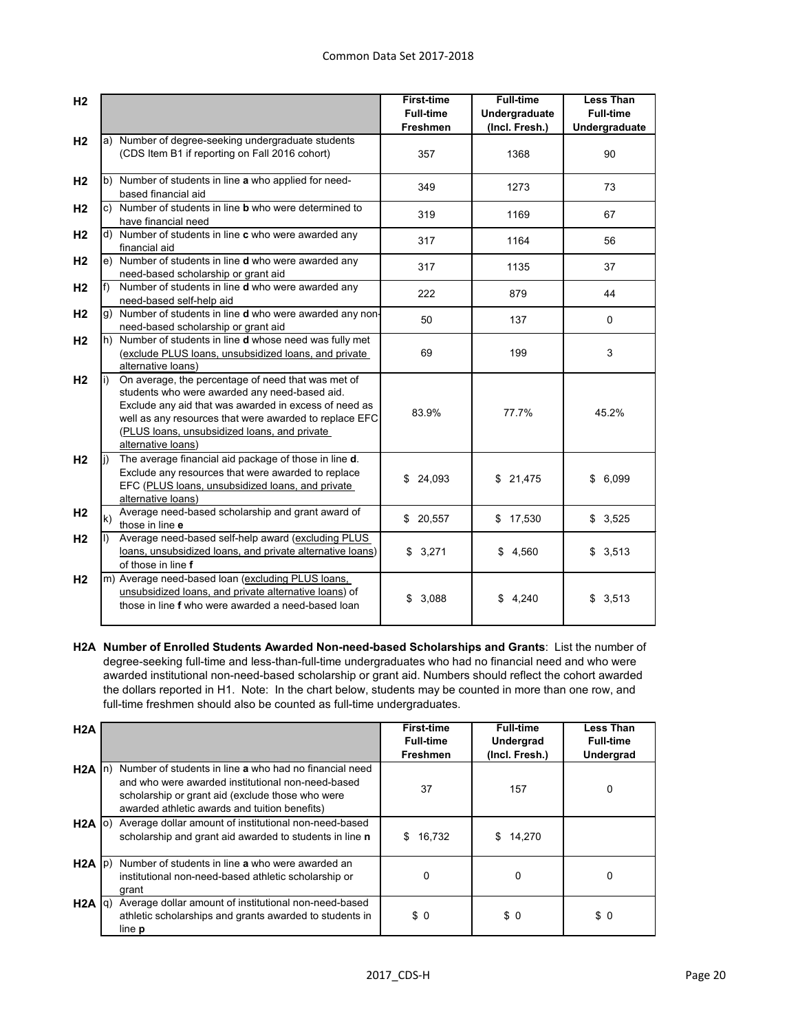| H2 | | First-time Full-time Freshmen | Full-time Undergraduate (Incl. Fresh.) | Less Than Full-time Undergraduate |
|---|---|---|---|---|
| H2 | a) Number of degree-seeking undergraduate students (CDS Item B1 if reporting on Fall 2016 cohort) | 357 | 1368 | 90 |
| H2 | b) Number of students in line **a** who applied for need-based financial aid | 349 | 1273 | 73 |
| H2 | c) Number of students in line **b** who were determined to have financial need | 319 | 1169 | 67 |
| H2 | d) Number of students in line **c** who were awarded any financial aid | 317 | 1164 | 56 |
| H2 | e) Number of students in line **d** who were awarded any need-based scholarship or grant aid | 317 | 1135 | 37 |
| H2 | f) Number of students in line **d** who were awarded any need-based self-help aid | 222 | 879 | 44 |
| H2 | g) Number of students in line **d** who were awarded any non-need-based scholarship or grant aid | 50 | 137 | 0 |
| H2 | h) Number of students in line **d** whose need was fully met (exclude PLUS loans, unsubsidized loans, and private alternative loans) | 69 | 199 | 3 |
| H2 | i) On average, the percentage of need that was met of students who were awarded any need-based aid. Exclude any aid that was awarded in excess of need as well as any resources that were awarded to replace EFC (PLUS loans, unsubsidized loans, and private alternative loans) | 83.9% | 77.7% | 45.2% |
| H2 | j) The average financial aid package of those in line **d**. Exclude any resources that were awarded to replace EFC (PLUS loans, unsubsidized loans, and private alternative loans) | $ 24,093 | $ 21,475 | $ 6,099 |
| H2 | k) Average need-based scholarship and grant award of those in line **e** | $ 20,557 | $ 17,530 | $ 3,525 |
| H2 | l) Average need-based self-help award (excluding PLUS loans, unsubsidized loans, and private alternative loans) of those in line **f** | $ 3,271 | $ 4,560 | $ 3,513 |
| H2 | m) Average need-based loan (excluding PLUS loans, unsubsidized loans, and private alternative loans) of those in line **f** who were awarded a need-based loan | $ 3,088 | $ 4,240 | $ 3,513 |

**H2A Number of Enrolled Students Awarded Non-need-based Scholarships and Grants**: List the number of degree-seeking full-time and less-than-full-time undergraduates who had no financial need and who were awarded institutional non-need-based scholarship or grant aid. Numbers should reflect the cohort awarded the dollars reported in H1. Note: In the chart below, students may be counted in more than one row, and full-time freshmen should also be counted as full-time undergraduates.

| H2A | | First-time Full-time Freshmen | Full-time Undergrad (Incl. Fresh.) | Less Than Full-time Undergrad |
|---|---|---|---|---|
| H2A | n) Number of students in line **a** who had no financial need and who were awarded institutional non-need-based scholarship or grant aid (exclude those who were awarded athletic awards and tuition benefits) | 37 | 157 | 0 |
| H2A | o) Average dollar amount of institutional non-need-based scholarship and grant aid awarded to students in line **n** | $ 16,732 | $ 14,270 | |
| H2A | p) Number of students in line **a** who were awarded an institutional non-need-based athletic scholarship or grant | 0 | 0 | 0 |
| H2A | q) Average dollar amount of institutional non-need-based athletic scholarships and grants awarded to students in line **p** | $ 0 | $ 0 | $ 0 |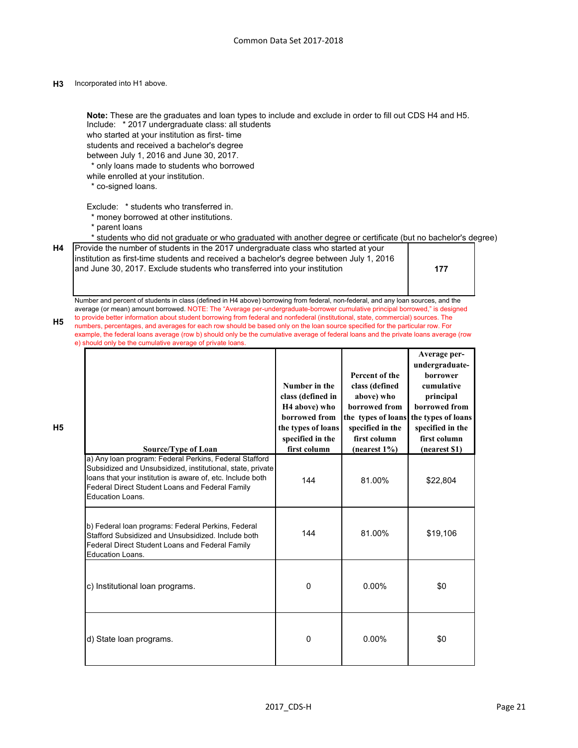**H3** Incorporated into H1 above.

**Note:** These are the graduates and loan types to include and exclude in order to fill out CDS H4 and H5.

Include: * 2017 undergraduate class: all students who started at your institution as first- time students and received a bachelor's degree between July 1, 2016 and June 30, 2017.
* only loans made to students who borrowed while enrolled at your institution.
* co-signed loans.

Exclude: * students who transferred in.
* money borrowed at other institutions.
* parent loans
* students who did not graduate or who graduated with another degree or certificate (but no bachelor's degree)

**H4**

| Provide the number of students in the 2017 undergraduate class who started at your institution as first-time students and received a bachelor's degree between July 1, 2016 and June 30, 2017. Exclude students who transferred into your institution | **177** |
|---|---|

**H5** Number and percent of students in class (defined in H4 above) borrowing from federal, non-federal, and any loan sources, and the average (or mean) amount borrowed. NOTE: The "Average per-undergraduate-borrower cumulative principal borrowed," is designed to provide better information about student borrowing from federal and nonfederal (institutional, state, commercial) sources. The numbers, percentages, and averages for each row should be based only on the loan source specified for the particular row. For example, the federal loans average (row b) should only be the cumulative average of federal loans and the private loans average (row e) should only be the cumulative average of private loans.

**H5**

| Source/Type of Loan | Number in the class (defined in H4 above) who borrowed from the types of loans specified in the first column | Percent of the class (defined above) who borrowed from the types of loans specified in the first column (nearest 1%) | Average per-undergraduate-borrower cumulative principal borrowed from the types of loans specified in the first column (nearest $1) |
|---|---|---|---|
| a) Any loan program: Federal Perkins, Federal Stafford Subsidized and Unsubsidized, institutional, state, private loans that your institution is aware of, etc. Include both Federal Direct Student Loans and Federal Family Education Loans. | 144 | 81.00% | $22,804 |
| b) Federal loan programs: Federal Perkins, Federal Stafford Subsidized and Unsubsidized. Include both Federal Direct Student Loans and Federal Family Education Loans. | 144 | 81.00% | $19,106 |
| c) Institutional loan programs. | 0 | 0.00% | $0 |
| d) State loan programs. | 0 | 0.00% | $0 |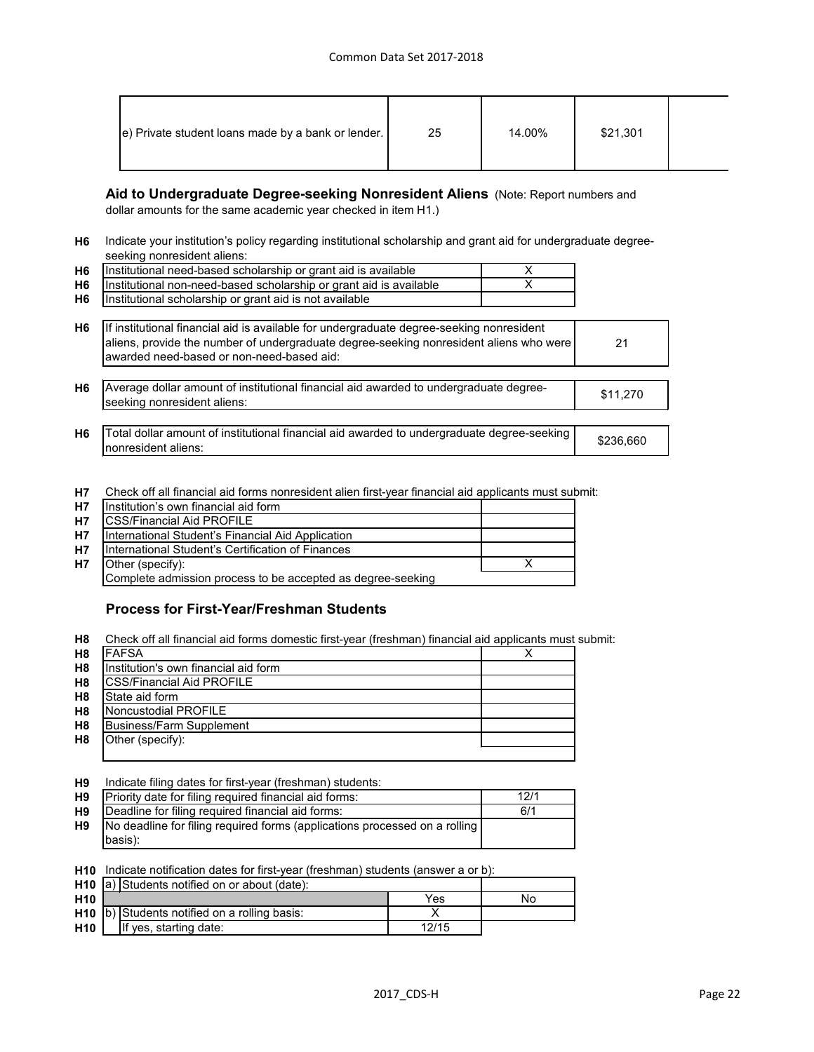| e) Private student loans made by a bank or lender. | 25 | 14.00% | $21,301 | |
|---|---|---|---|---|

### Aid to Undergraduate Degree-seeking Nonresident Aliens

(Note: Report numbers and dollar amounts for the same academic year checked in item H1.)

**H6** Indicate your institution's policy regarding institutional scholarship and grant aid for undergraduate degree-seeking nonresident aliens:

| | | |
|---|---|---|
| H6 | Institutional need-based scholarship or grant aid is available | X |
| H6 | Institutional non-need-based scholarship or grant aid is available | X |
| H6 | Institutional scholarship or grant aid is not available | |

| | | |
|---|---|---|
| H6 | If institutional financial aid is available for undergraduate degree-seeking nonresident aliens, provide the number of undergraduate degree-seeking nonresident aliens who were awarded need-based or non-need-based aid: | 21 |
| H6 | Average dollar amount of institutional financial aid awarded to undergraduate degree-seeking nonresident aliens: | $11,270 |
| H6 | Total dollar amount of institutional financial aid awarded to undergraduate degree-seeking nonresident aliens: | $236,660 |

**H7** Check off all financial aid forms nonresident alien first-year financial aid applicants must submit:

| | | |
|---|---|---|
| H7 | Institution's own financial aid form | |
| H7 | CSS/Financial Aid PROFILE | |
| H7 | International Student's Financial Aid Application | |
| H7 | International Student's Certification of Finances | |
| H7 | Other (specify): | X |
| | Complete admission process to be accepted as degree-seeking | |

### Process for First-Year/Freshman Students

**H8** Check off all financial aid forms domestic first-year (freshman) financial aid applicants must submit:

| | | |
|---|---|---|
| H8 | FAFSA | X |
| H8 | Institution's own financial aid form | |
| H8 | CSS/Financial Aid PROFILE | |
| H8 | State aid form | |
| H8 | Noncustodial PROFILE | |
| H8 | Business/Farm Supplement | |
| H8 | Other (specify): | |

**H9** Indicate filing dates for first-year (freshman) students:

| | | |
|---|---|---|
| H9 | Priority date for filing required financial aid forms: | 12/1 |
| H9 | Deadline for filing required financial aid forms: | 6/1 |
| H9 | No deadline for filing required forms (applications processed on a rolling basis): | |

**H10** Indicate notification dates for first-year (freshman) students (answer a or b):

| | | | |
|---|---|---|---|
| H10 | a) Students notified on or about (date): | | |
| H10 | | Yes | No |
| H10 | b) Students notified on a rolling basis: | X | |
| H10 | If yes, starting date: | 12/15 | |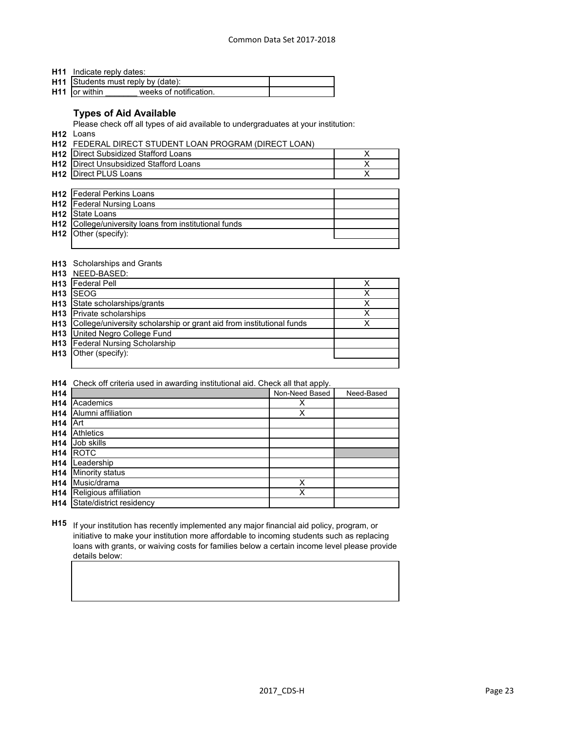**H11** Indicate reply dates:

| | | |
|---|---|---|
| **H11** | Students must reply by (date): | |
| **H11** | or within _______ weeks of notification. | |

### Types of Aid Available

Please check off all types of aid available to undergraduates at your institution:

**H12** Loans

**H12** FEDERAL DIRECT STUDENT LOAN PROGRAM (DIRECT LOAN)

| | | |
|---|---|---|
| **H12** | Direct Subsidized Stafford Loans | X |
| **H12** | Direct Unsubsidized Stafford Loans | X |
| **H12** | Direct PLUS Loans | X |

| | | |
|---|---|---|
| **H12** | Federal Perkins Loans | |
| **H12** | Federal Nursing Loans | |
| **H12** | State Loans | |
| **H12** | College/university loans from institutional funds | |
| **H12** | Other (specify): | |

**H13** Scholarships and Grants

**H13** NEED-BASED:

| | | |
|---|---|---|
| **H13** | Federal Pell | X |
| **H13** | SEOG | X |
| **H13** | State scholarships/grants | X |
| **H13** | Private scholarships | X |
| **H13** | College/university scholarship or grant aid from institutional funds | X |
| **H13** | United Negro College Fund | |
| **H13** | Federal Nursing Scholarship | |
| **H13** | Other (specify): | |

**H14** Check off criteria used in awarding institutional aid. Check all that apply.

| **H14** | | Non-Need Based | Need-Based |
|---|---|---|---|
| **H14** | Academics | X | |
| **H14** | Alumni affiliation | X | |
| **H14** | Art | | |
| **H14** | Athletics | | |
| **H14** | Job skills | | |
| **H14** | ROTC | | |
| **H14** | Leadership | | |
| **H14** | Minority status | | |
| **H14** | Music/drama | X | |
| **H14** | Religious affiliation | X | |
| **H14** | State/district residency | | |

**H15** If your institution has recently implemented any major financial aid policy, program, or initiative to make your institution more affordable to incoming students such as replacing loans with grants, or waiving costs for families below a certain income level please provide details below: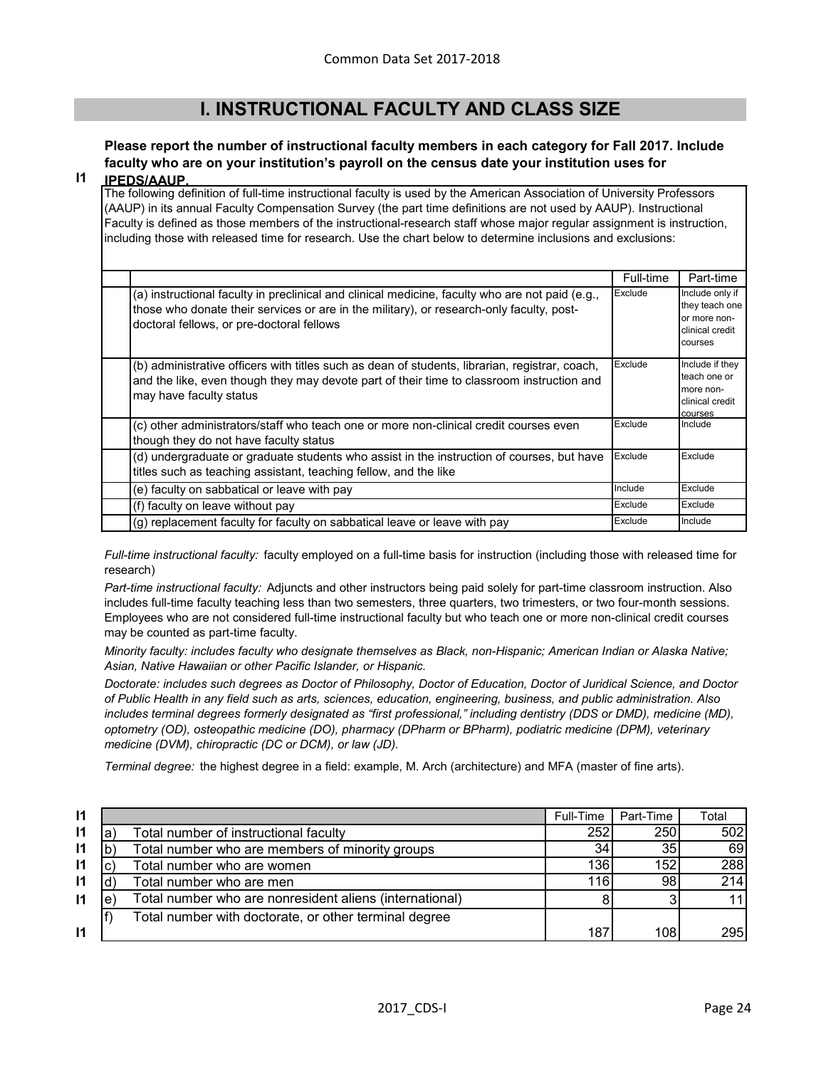# I. INSTRUCTIONAL FACULTY AND CLASS SIZE

**I1 Please report the number of instructional faculty members in each category for Fall 2017. Include faculty who are on your institution's payroll on the census date your institution uses for IPEDS/AAUP.**

The following definition of full-time instructional faculty is used by the American Association of University Professors (AAUP) in its annual Faculty Compensation Survey (the part time definitions are not used by AAUP). Instructional Faculty is defined as those members of the instructional-research staff whose major regular assignment is instruction, including those with released time for research. Use the chart below to determine inclusions and exclusions:

| | Full-time | Part-time |
|---|---|---|
| (a) instructional faculty in preclinical and clinical medicine, faculty who are not paid (e.g., those who donate their services or are in the military), or research-only faculty, post-doctoral fellows, or pre-doctoral fellows | Exclude | Include only if they teach one or more non-clinical credit courses |
| (b) administrative officers with titles such as dean of students, librarian, registrar, coach, and the like, even though they may devote part of their time to classroom instruction and may have faculty status | Exclude | Include if they teach one or more non-clinical credit courses |
| (c) other administrators/staff who teach one or more non-clinical credit courses even though they do not have faculty status | Exclude | Include |
| (d) undergraduate or graduate students who assist in the instruction of courses, but have titles such as teaching assistant, teaching fellow, and the like | Exclude | Exclude |
| (e) faculty on sabbatical or leave with pay | Include | Exclude |
| (f) faculty on leave without pay | Exclude | Exclude |
| (g) replacement faculty for faculty on sabbatical leave or leave with pay | Exclude | Include |

*Full-time instructional faculty:* faculty employed on a full-time basis for instruction (including those with released time for research)

*Part-time instructional faculty:* Adjuncts and other instructors being paid solely for part-time classroom instruction. Also includes full-time faculty teaching less than two semesters, three quarters, two trimesters, or two four-month sessions. Employees who are not considered full-time instructional faculty but who teach one or more non-clinical credit courses may be counted as part-time faculty.

*Minority faculty: includes faculty who designate themselves as Black, non-Hispanic; American Indian or Alaska Native; Asian, Native Hawaiian or other Pacific Islander, or Hispanic.*

*Doctorate: includes such degrees as Doctor of Philosophy, Doctor of Education, Doctor of Juridical Science, and Doctor of Public Health in any field such as arts, sciences, education, engineering, business, and public administration. Also includes terminal degrees formerly designated as "first professional," including dentistry (DDS or DMD), medicine (MD), optometry (OD), osteopathic medicine (DO), pharmacy (DPharm or BPharm), podiatric medicine (DPM), veterinary medicine (DVM), chiropractic (DC or DCM), or law (JD).*

*Terminal degree:* the highest degree in a field: example, M. Arch (architecture) and MFA (master of fine arts).

| | | | Full-Time | Part-Time | Total |
|---|---|---|---|---|---|
| I1 | a) | Total number of instructional faculty | 252 | 250 | 502 |
| I1 | b) | Total number who are members of minority groups | 34 | 35 | 69 |
| I1 | c) | Total number who are women | 136 | 152 | 288 |
| I1 | d) | Total number who are men | 116 | 98 | 214 |
| I1 | e) | Total number who are nonresident aliens (international) | 8 | 3 | 11 |
| I1 | f) | Total number with doctorate, or other terminal degree | 187 | 108 | 295 |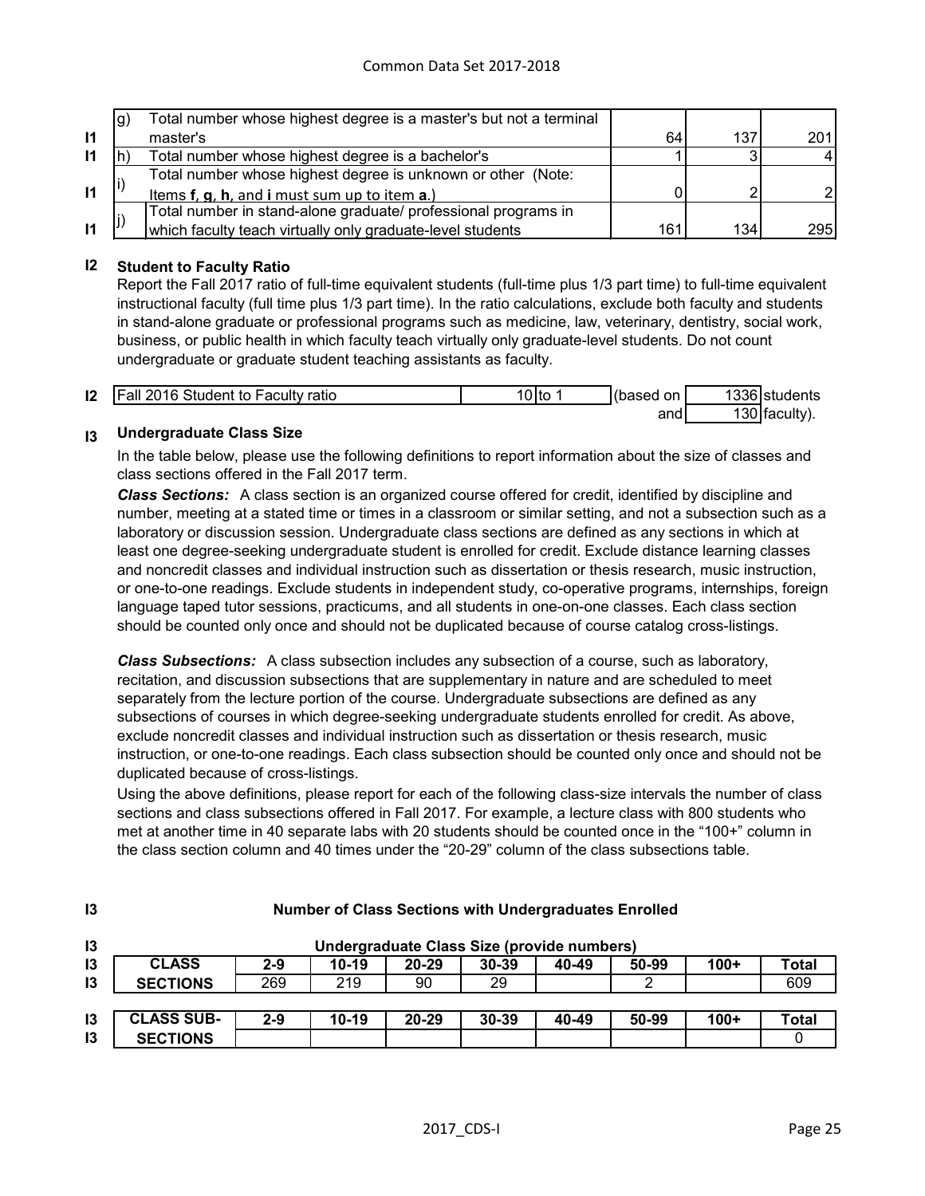| | | | | | |
|---|---|---|---|---|---|
| I1 | g) | Total number whose highest degree is a master's but not a terminal master's | 64 | 137 | 201 |
| I1 | h) | Total number whose highest degree is a bachelor's | 1 | 3 | 4 |
| I1 | i) | Total number whose highest degree is unknown or other (Note: Items **f**, **g**, **h**, and **i** must sum up to item **a**.) | 0 | 2 | 2 |
| I1 | j) | Total number in stand-alone graduate/ professional programs in which faculty teach virtually only graduate-level students | 161 | 134 | 295 |

## I2 Student to Faculty Ratio

Report the Fall 2017 ratio of full-time equivalent students (full-time plus 1/3 part time) to full-time equivalent instructional faculty (full time plus 1/3 part time). In the ratio calculations, exclude both faculty and students in stand-alone graduate or professional programs such as medicine, law, veterinary, dentistry, social work, business, or public health in which faculty teach virtually only graduate-level students. Do not count undergraduate or graduate student teaching assistants as faculty.

| | | | | | |
|---|---|---|---|---|---|
| I2 | Fall 2016 Student to Faculty ratio | 10 to 1 | (based on | 1336 | students |
| | | | and | 130 | faculty). |

## I3 Undergraduate Class Size

In the table below, please use the following definitions to report information about the size of classes and class sections offered in the Fall 2017 term.

***Class Sections:*** A class section is an organized course offered for credit, identified by discipline and number, meeting at a stated time or times in a classroom or similar setting, and not a subsection such as a laboratory or discussion session. Undergraduate class sections are defined as any sections in which at least one degree-seeking undergraduate student is enrolled for credit. Exclude distance learning classes and noncredit classes and individual instruction such as dissertation or thesis research, music instruction, or one-to-one readings. Exclude students in independent study, co-operative programs, internships, foreign language taped tutor sessions, practicums, and all students in one-on-one classes. Each class section should be counted only once and should not be duplicated because of course catalog cross-listings.

***Class Subsections:*** A class subsection includes any subsection of a course, such as laboratory, recitation, and discussion subsections that are supplementary in nature and are scheduled to meet separately from the lecture portion of the course. Undergraduate subsections are defined as any subsections of courses in which degree-seeking undergraduate students enrolled for credit. As above, exclude noncredit classes and individual instruction such as dissertation or thesis research, music instruction, or one-to-one readings. Each class subsection should be counted only once and should not be duplicated because of cross-listings.

Using the above definitions, please report for each of the following class-size intervals the number of class sections and class subsections offered in Fall 2017. For example, a lecture class with 800 students who met at another time in 40 separate labs with 20 students should be counted once in the "100+" column in the class section column and 40 times under the "20-29" column of the class subsections table.

**I3 Number of Class Sections with Undergraduates Enrolled**

**I3 Undergraduate Class Size (provide numbers)**

| CLASS SECTIONS | 2-9 | 10-19 | 20-29 | 30-39 | 40-49 | 50-99 | 100+ | Total |
|---|---|---|---|---|---|---|---|---|
| | 269 | 219 | 90 | 29 | | 2 | | 609 |

| CLASS SUB-SECTIONS | 2-9 | 10-19 | 20-29 | 30-39 | 40-49 | 50-99 | 100+ | Total |
|---|---|---|---|---|---|---|---|---|
| | | | | | | | | 0 |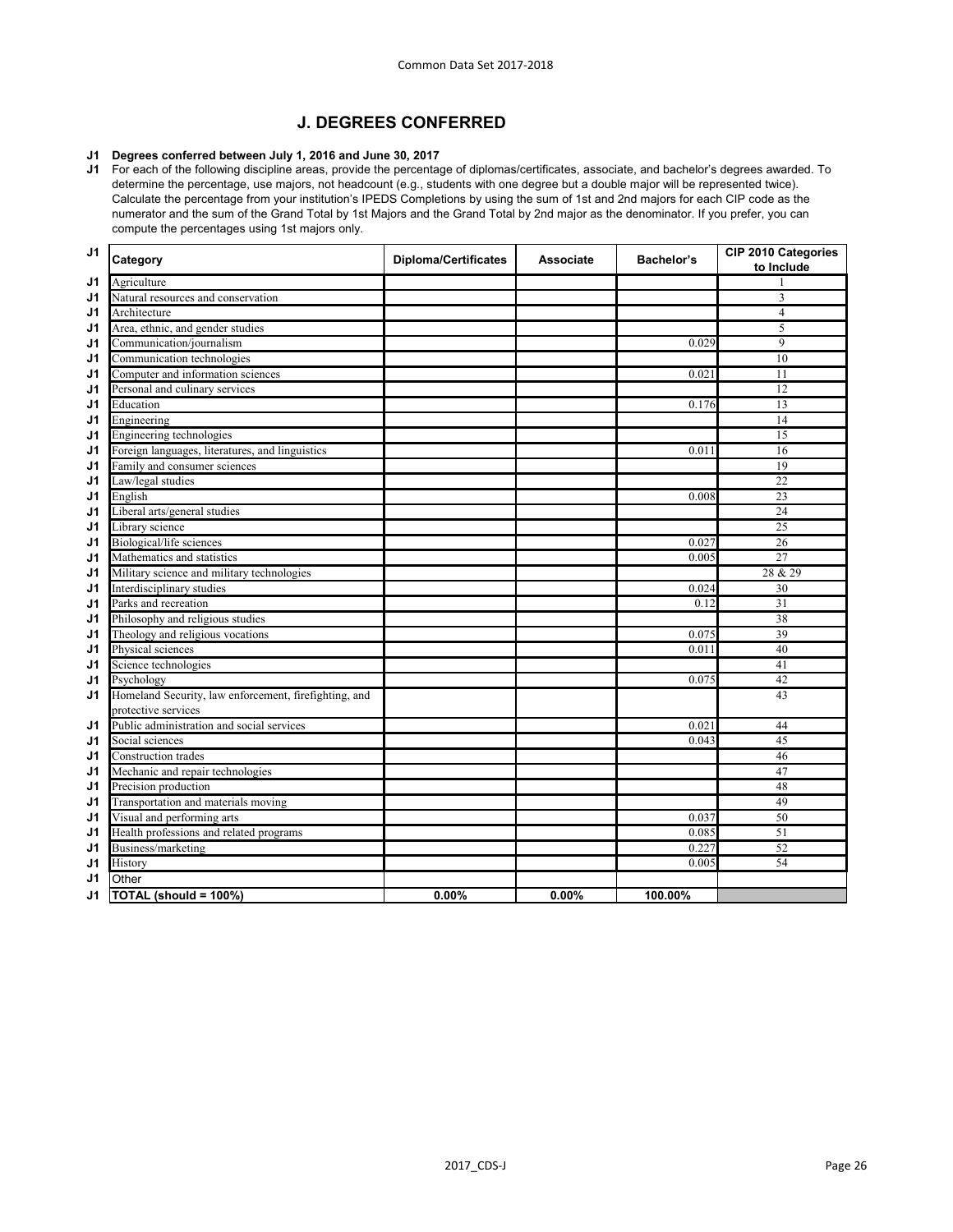Common Data Set 2017-2018

## J. DEGREES CONFERRED

**J1 Degrees conferred between July 1, 2016 and June 30, 2017**

**J1** For each of the following discipline areas, provide the percentage of diplomas/certificates, associate, and bachelor's degrees awarded. To determine the percentage, use majors, not headcount (e.g., students with one degree but a double major will be represented twice). Calculate the percentage from your institution's IPEDS Completions by using the sum of 1st and 2nd majors for each CIP code as the numerator and the sum of the Grand Total by 1st Majors and the Grand Total by 2nd major as the denominator. If you prefer, you can compute the percentages using 1st majors only.

| | Category | Diploma/Certificates | Associate | Bachelor's | CIP 2010 Categories to Include |
|---|---|---|---|---|---|
| J1 | Agriculture | | | | 1 |
| J1 | Natural resources and conservation | | | | 3 |
| J1 | Architecture | | | | 4 |
| J1 | Area, ethnic, and gender studies | | | | 5 |
| J1 | Communication/journalism | | | 0.029 | 9 |
| J1 | Communication technologies | | | | 10 |
| J1 | Computer and information sciences | | | 0.021 | 11 |
| J1 | Personal and culinary services | | | | 12 |
| J1 | Education | | | 0.176 | 13 |
| J1 | Engineering | | | | 14 |
| J1 | Engineering technologies | | | | 15 |
| J1 | Foreign languages, literatures, and linguistics | | | 0.011 | 16 |
| J1 | Family and consumer sciences | | | | 19 |
| J1 | Law/legal studies | | | | 22 |
| J1 | English | | | 0.008 | 23 |
| J1 | Liberal arts/general studies | | | | 24 |
| J1 | Library science | | | | 25 |
| J1 | Biological/life sciences | | | 0.027 | 26 |
| J1 | Mathematics and statistics | | | 0.005 | 27 |
| J1 | Military science and military technologies | | | | 28 & 29 |
| J1 | Interdisciplinary studies | | | 0.024 | 30 |
| J1 | Parks and recreation | | | 0.12 | 31 |
| J1 | Philosophy and religious studies | | | | 38 |
| J1 | Theology and religious vocations | | | 0.075 | 39 |
| J1 | Physical sciences | | | 0.011 | 40 |
| J1 | Science technologies | | | | 41 |
| J1 | Psychology | | | 0.075 | 42 |
| J1 | Homeland Security, law enforcement, firefighting, and protective services | | | | 43 |
| J1 | Public administration and social services | | | 0.021 | 44 |
| J1 | Social sciences | | | 0.043 | 45 |
| J1 | Construction trades | | | | 46 |
| J1 | Mechanic and repair technologies | | | | 47 |
| J1 | Precision production | | | | 48 |
| J1 | Transportation and materials moving | | | | 49 |
| J1 | Visual and performing arts | | | 0.037 | 50 |
| J1 | Health professions and related programs | | | 0.085 | 51 |
| J1 | Business/marketing | | | 0.227 | 52 |
| J1 | History | | | 0.005 | 54 |
| J1 | Other | | | | |
| J1 | **TOTAL (should = 100%)** | **0.00%** | **0.00%** | **100.00%** | |

2017_CDS-J